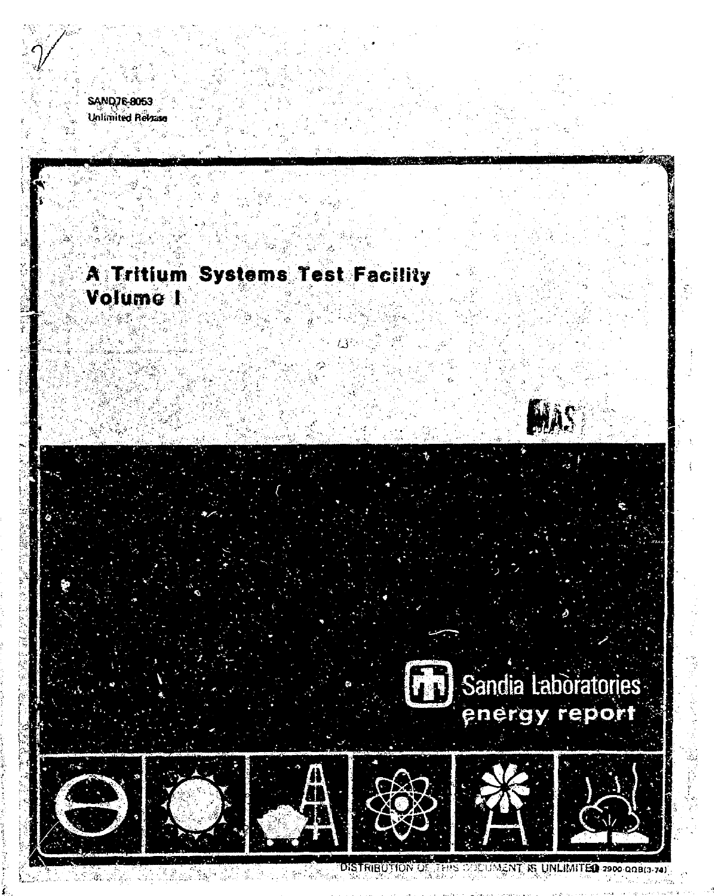SAND76-8053
Unlimited Release

# A Tritium Systems Test Facility Volume I

MASTER

Sandia Laboratories
energy report

DISTRIBUTION OF THIS DOCUMENT IS UNLIMITED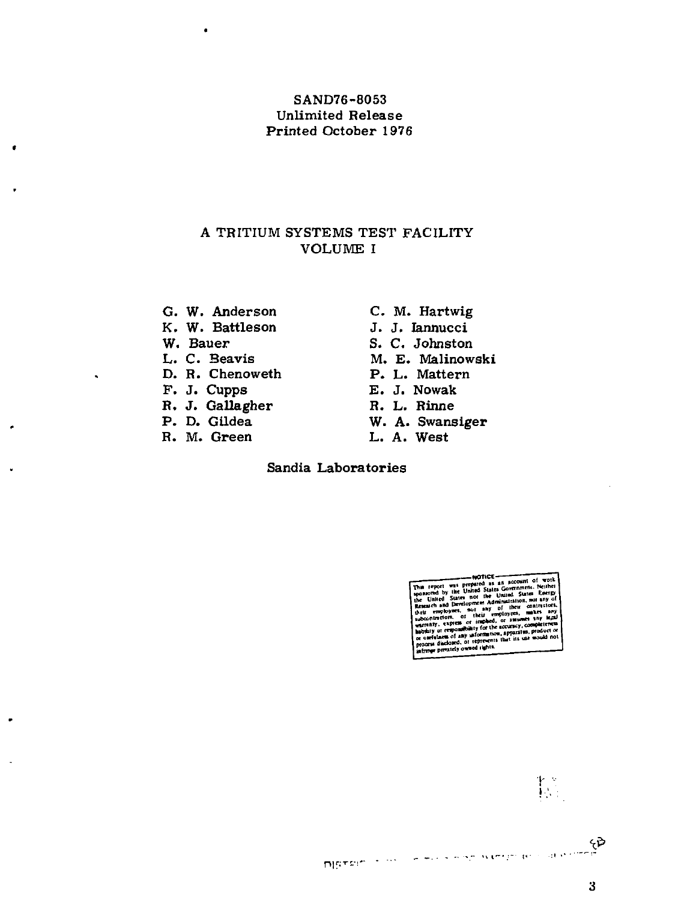SAND76-8053
Unlimited Release
Printed October 1976

# A TRITIUM SYSTEMS TEST FACILITY
## VOLUME I

G. W. Anderson
K. W. Battleson
W. Bauer
L. C. Beavis
D. R. Chenoweth
F. J. Cupps
R. J. Gallagher
P. D. Gildea
R. M. Green
C. M. Hartwig
J. J. Iannucci
S. C. Johnston
M. E. Malinowski
P. L. Mattern
E. J. Nowak
R. L. Rinne
W. A. Swansiger
L. A. West

Sandia Laboratories

NOTICE
This report was prepared as an account of work sponsored by the United States Government. Neither the United States nor the United States Energy Research and Development Administration, nor any of their employees, nor any of their contractors, subcontractors, or their employees, makes any warranty, express or implied, or assumes any legal liability or responsibility for the accuracy, completeness or usefulness of any information, apparatus, product or process disclosed, or represents that its use would not infringe privately owned rights.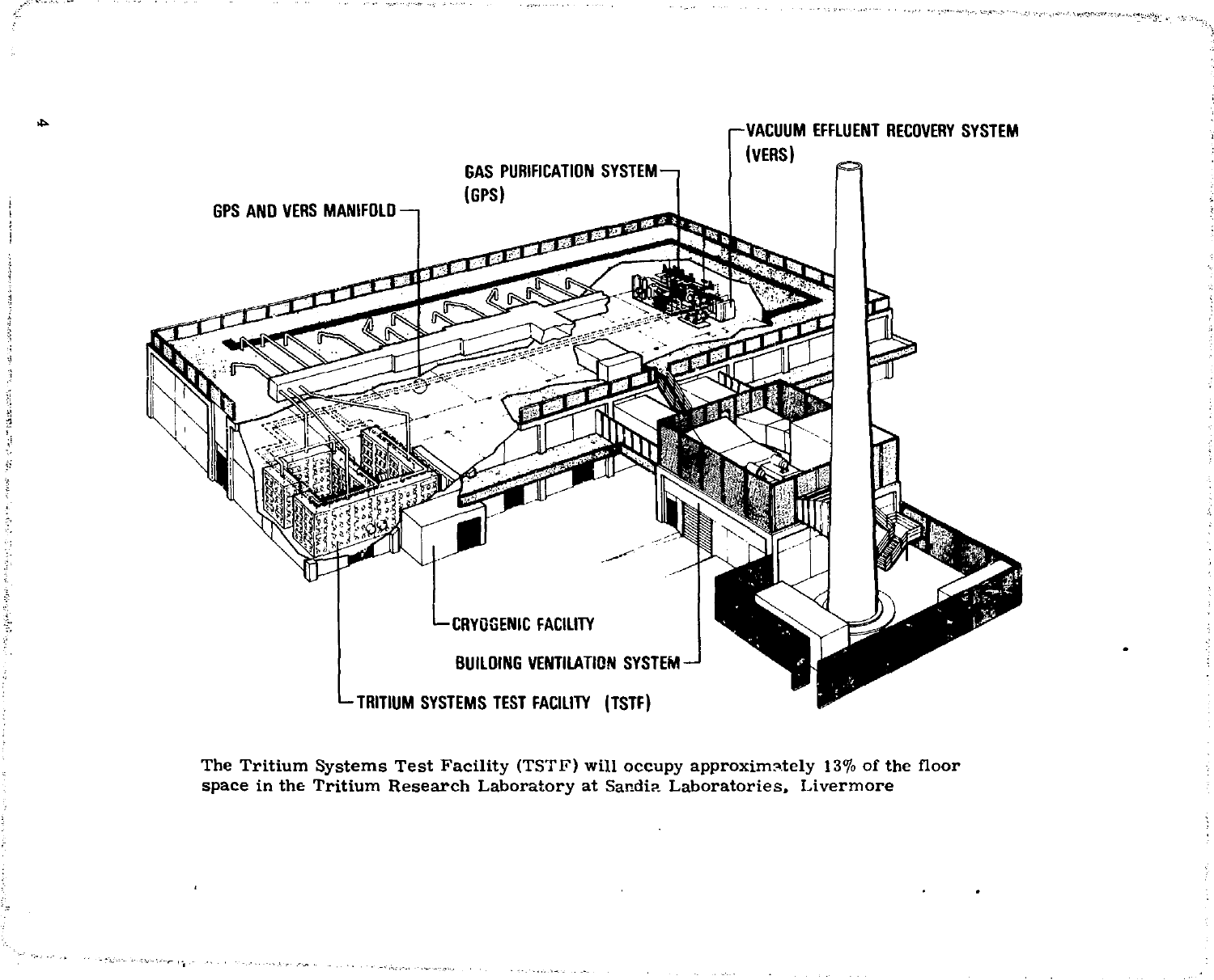The Tritium Systems Test Facility (TSTF) will occupy approximately 13% of the floor space in the Tritium Research Laboratory at Sandia Laboratories, Livermore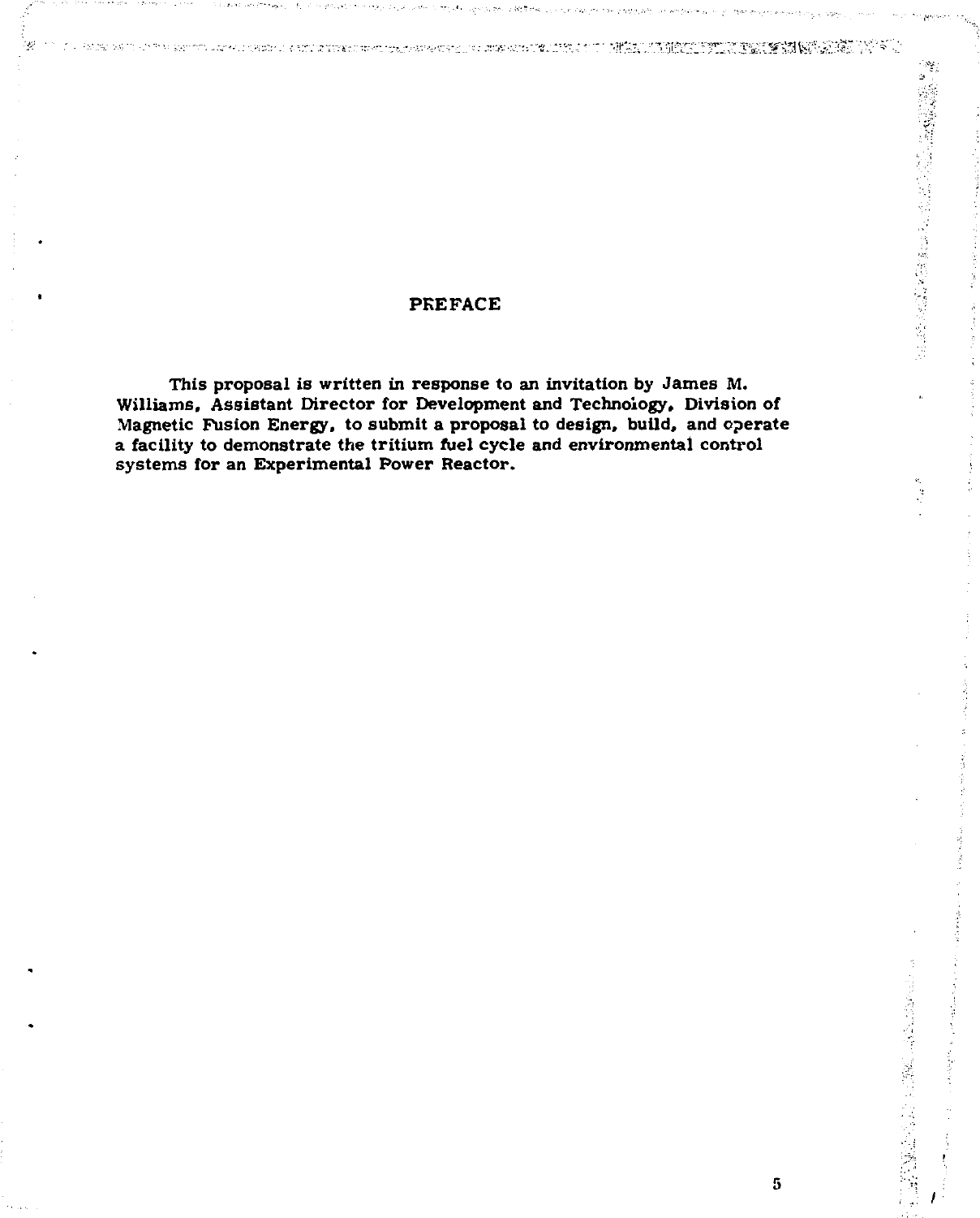# PREFACE

This proposal is written in response to an invitation by James M. Williams, Assistant Director for Development and Technology, Division of Magnetic Fusion Energy, to submit a proposal to design, build, and operate a facility to demonstrate the tritium fuel cycle and environmental control systems for an Experimental Power Reactor.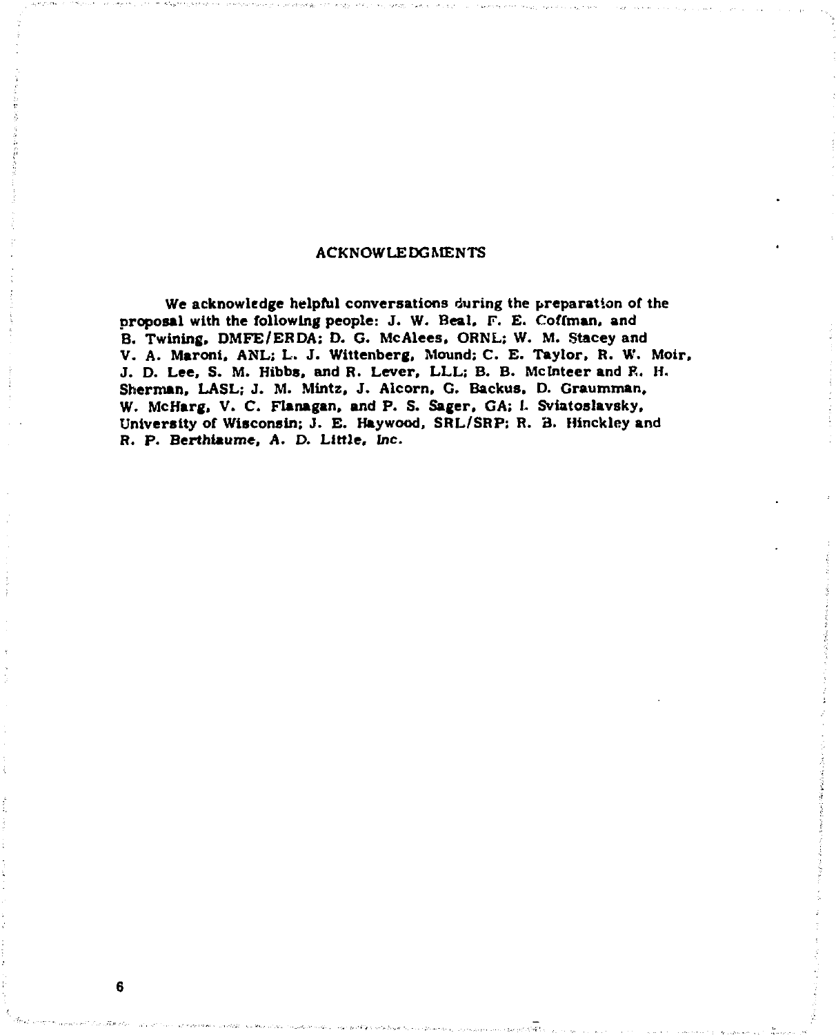## ACKNOWLEDGMENTS

We acknowledge helpful conversations during the preparation of the proposal with the following people: J. W. Beal, F. E. Coffman, and B. Twining, DMFE/ERDA; D. G. McAlees, ORNL; W. M. Stacey and V. A. Maroni, ANL; L. J. Wittenberg, Mound; C. E. Taylor, R. W. Moir, J. D. Lee, S. M. Hibbs, and R. Lever, LLL; B. B. McInteer and R. H. Sherman, LASL; J. M. Mintz, J. Alcorn, G. Backus, D. Graumman, W. McHarg, V. C. Flanagan, and P. S. Sager, GA; I. Sviatoslavsky, University of Wisconsin; J. E. Haywood, SRL/SRP; R. B. Hinckley and R. P. Berthiaume, A. D. Little, Inc.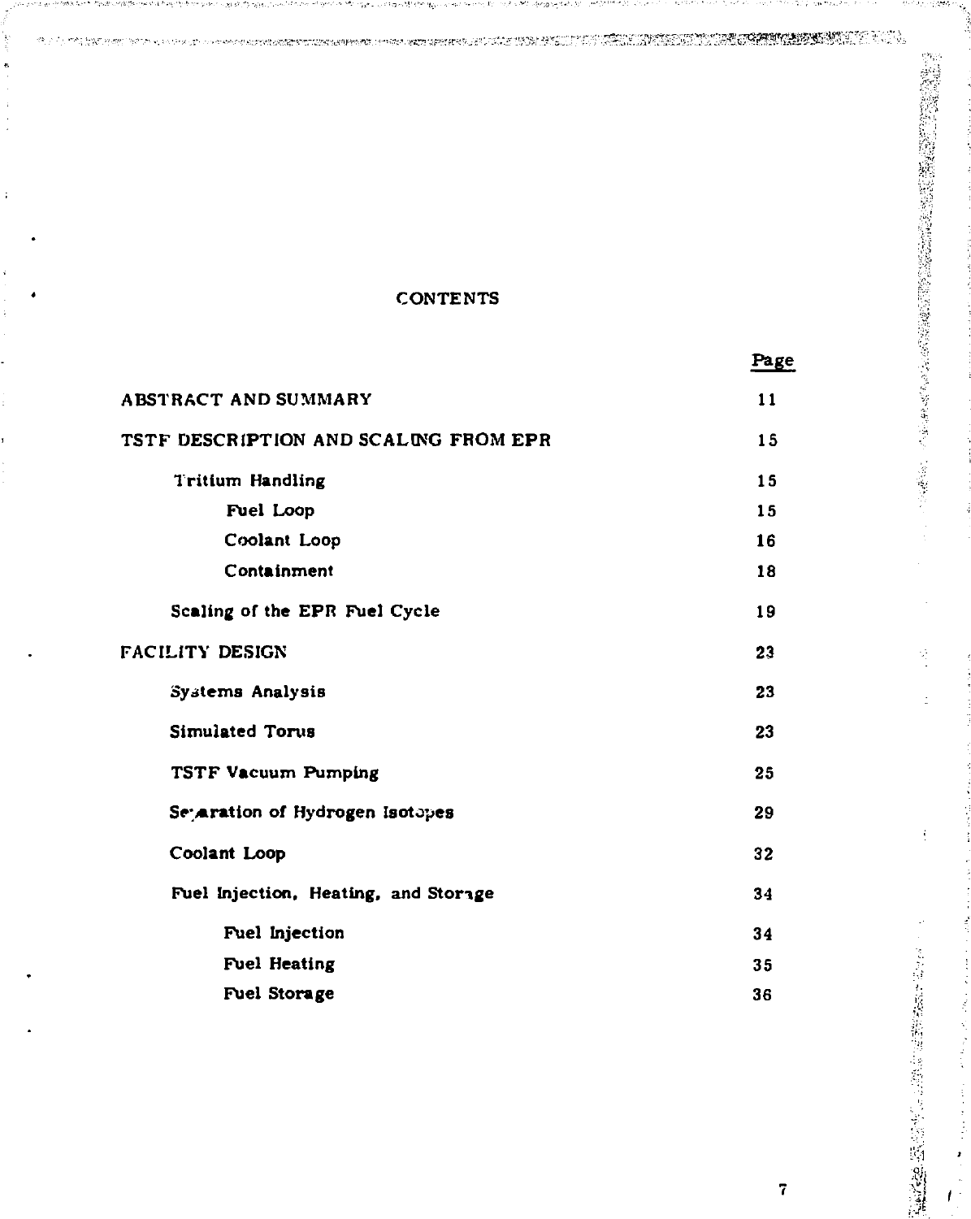# CONTENTS

| | Page |
|---|---|
| ABSTRACT AND SUMMARY | 11 |
| TSTF DESCRIPTION AND SCALING FROM EPR | 15 |
| Tritium Handling | 15 |
| Fuel Loop | 15 |
| Coolant Loop | 16 |
| Containment | 18 |
| Scaling of the EPR Fuel Cycle | 19 |
| FACILITY DESIGN | 23 |
| Systems Analysis | 23 |
| Simulated Torus | 23 |
| TSTF Vacuum Pumping | 25 |
| Separation of Hydrogen Isotopes | 29 |
| Coolant Loop | 32 |
| Fuel Injection, Heating, and Storage | 34 |
| Fuel Injection | 34 |
| Fuel Heating | 35 |
| Fuel Storage | 36 |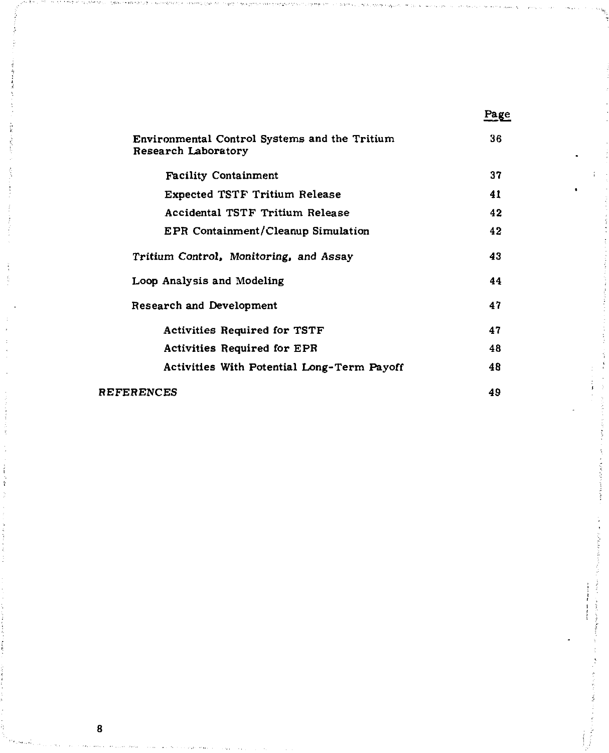| | Page |
|---|---|
| Environmental Control Systems and the Tritium Research Laboratory | 36 |
| Facility Containment | 37 |
| Expected TSTF Tritium Release | 41 |
| Accidental TSTF Tritium Release | 42 |
| EPR Containment/Cleanup Simulation | 42 |
| Tritium Control, Monitoring, and Assay | 43 |
| Loop Analysis and Modeling | 44 |
| Research and Development | 47 |
| Activities Required for TSTF | 47 |
| Activities Required for EPR | 48 |
| Activities With Potential Long-Term Payoff | 48 |
| REFERENCES | 49 |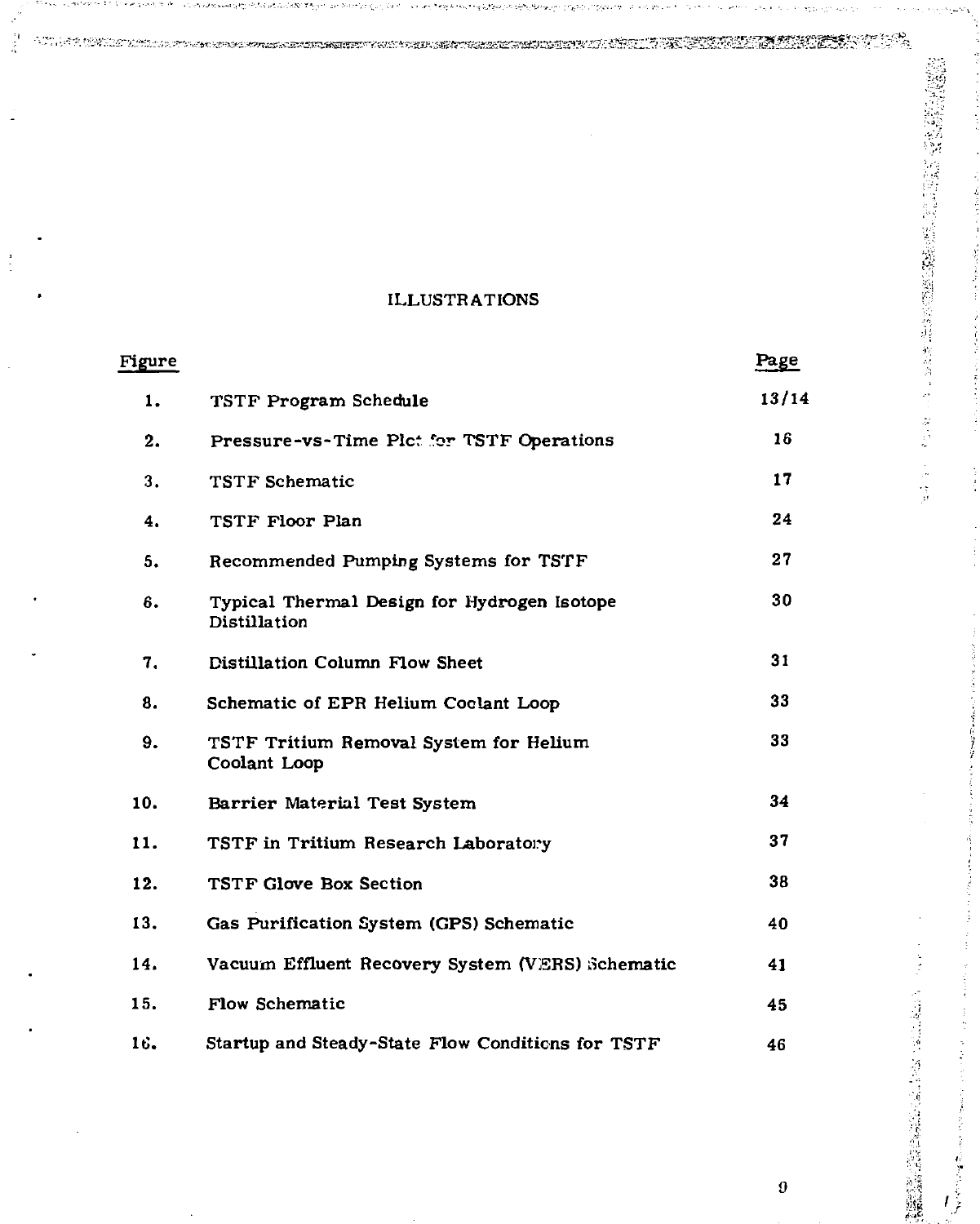# ILLUSTRATIONS

| Figure | | Page |
|---|---|---|
| 1. | TSTF Program Schedule | 13/14 |
| 2. | Pressure-vs-Time Plot for TSTF Operations | 16 |
| 3. | TSTF Schematic | 17 |
| 4. | TSTF Floor Plan | 24 |
| 5. | Recommended Pumping Systems for TSTF | 27 |
| 6. | Typical Thermal Design for Hydrogen Isotope Distillation | 30 |
| 7. | Distillation Column Flow Sheet | 31 |
| 8. | Schematic of EPR Helium Coolant Loop | 33 |
| 9. | TSTF Tritium Removal System for Helium Coolant Loop | 33 |
| 10. | Barrier Material Test System | 34 |
| 11. | TSTF in Tritium Research Laboratory | 37 |
| 12. | TSTF Glove Box Section | 38 |
| 13. | Gas Purification System (GPS) Schematic | 40 |
| 14. | Vacuum Effluent Recovery System (VERS) Schematic | 41 |
| 15. | Flow Schematic | 45 |
| 16. | Startup and Steady-State Flow Conditions for TSTF | 46 |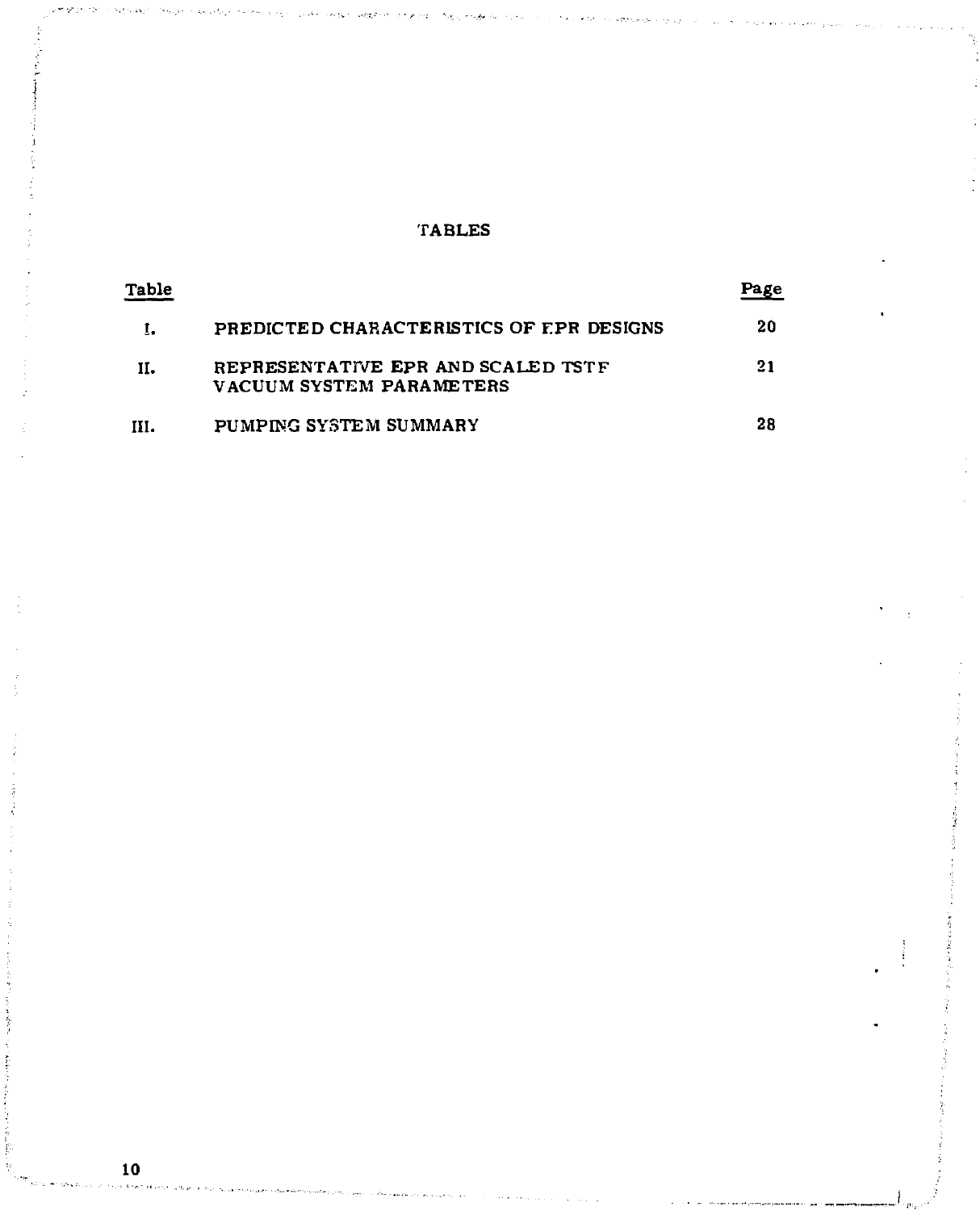# TABLES

| Table | | Page |
|---|---|---|
| I. | PREDICTED CHARACTERISTICS OF EPR DESIGNS | 20 |
| II. | REPRESENTATIVE EPR AND SCALED TSTF VACUUM SYSTEM PARAMETERS | 21 |
| III. | PUMPING SYSTEM SUMMARY | 28 |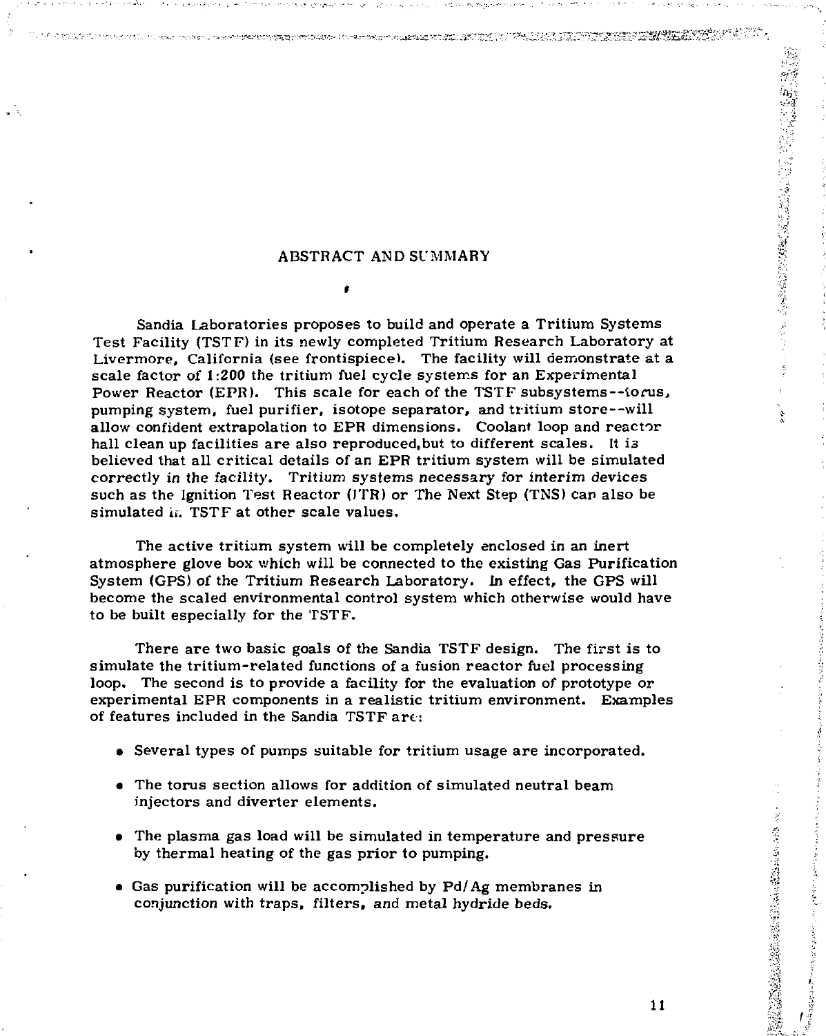## ABSTRACT AND SUMMARY

Sandia Laboratories proposes to build and operate a Tritium Systems Test Facility (TSTF) in its newly completed Tritium Research Laboratory at Livermore, California (see frontispiece). The facility will demonstrate at a scale factor of 1:200 the tritium fuel cycle systems for an Experimental Power Reactor (EPR). This scale for each of the TSTF subsystems--torus, pumping system, fuel purifier, isotope separator, and tritium store--will allow confident extrapolation to EPR dimensions. Coolant loop and reactor hall clean up facilities are also reproduced, but to different scales. It is believed that all critical details of an EPR tritium system will be simulated correctly in the facility. Tritium systems necessary for interim devices such as the Ignition Test Reactor (ITR) or The Next Step (TNS) can also be simulated in TSTF at other scale values.

The active tritium system will be completely enclosed in an inert atmosphere glove box which will be connected to the existing Gas Purification System (GPS) of the Tritium Research Laboratory. In effect, the GPS will become the scaled environmental control system which otherwise would have to be built especially for the TSTF.

There are two basic goals of the Sandia TSTF design. The first is to simulate the tritium-related functions of a fusion reactor fuel processing loop. The second is to provide a facility for the evaluation of prototype or experimental EPR components in a realistic tritium environment. Examples of features included in the Sandia TSTF are:

- Several types of pumps suitable for tritium usage are incorporated.
- The torus section allows for addition of simulated neutral beam injectors and diverter elements.
- The plasma gas load will be simulated in temperature and pressure by thermal heating of the gas prior to pumping.
- Gas purification will be accomplished by Pd/Ag membranes in conjunction with traps, filters, and metal hydride beds.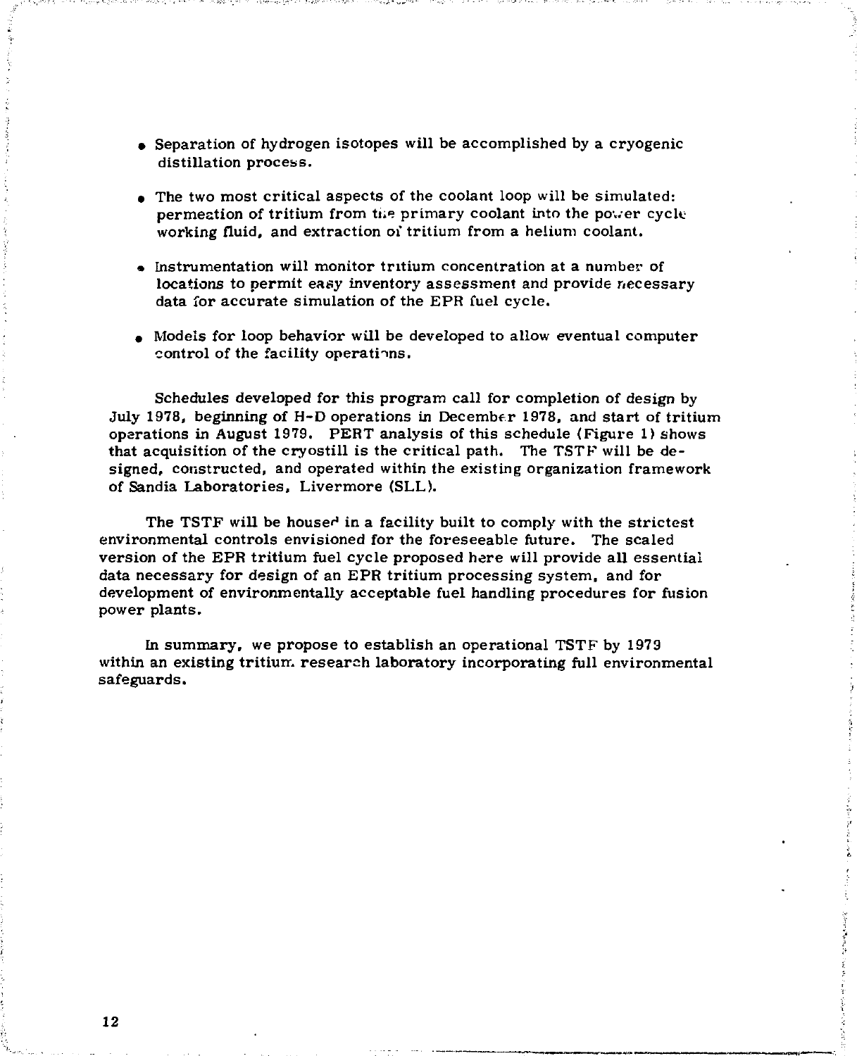- Separation of hydrogen isotopes will be accomplished by a cryogenic distillation process.

- The two most critical aspects of the coolant loop will be simulated: permeation of tritium from the primary coolant into the power cycle working fluid, and extraction of tritium from a helium coolant.

- Instrumentation will monitor tritium concentration at a number of locations to permit easy inventory assessment and provide necessary data for accurate simulation of the EPR fuel cycle.

- Models for loop behavior will be developed to allow eventual computer control of the facility operations.

Schedules developed for this program call for completion of design by July 1978, beginning of H-D operations in December 1978, and start of tritium operations in August 1979. PERT analysis of this schedule (Figure 1) shows that acquisition of the cryostill is the critical path. The TSTF will be designed, constructed, and operated within the existing organization framework of Sandia Laboratories, Livermore (SLL).

The TSTF will be housed in a facility built to comply with the strictest environmental controls envisioned for the foreseeable future. The scaled version of the EPR tritium fuel cycle proposed here will provide all essential data necessary for design of an EPR tritium processing system, and for development of environmentally acceptable fuel handling procedures for fusion power plants.

In summary, we propose to establish an operational TSTF by 1979 within an existing tritium research laboratory incorporating full environmental safeguards.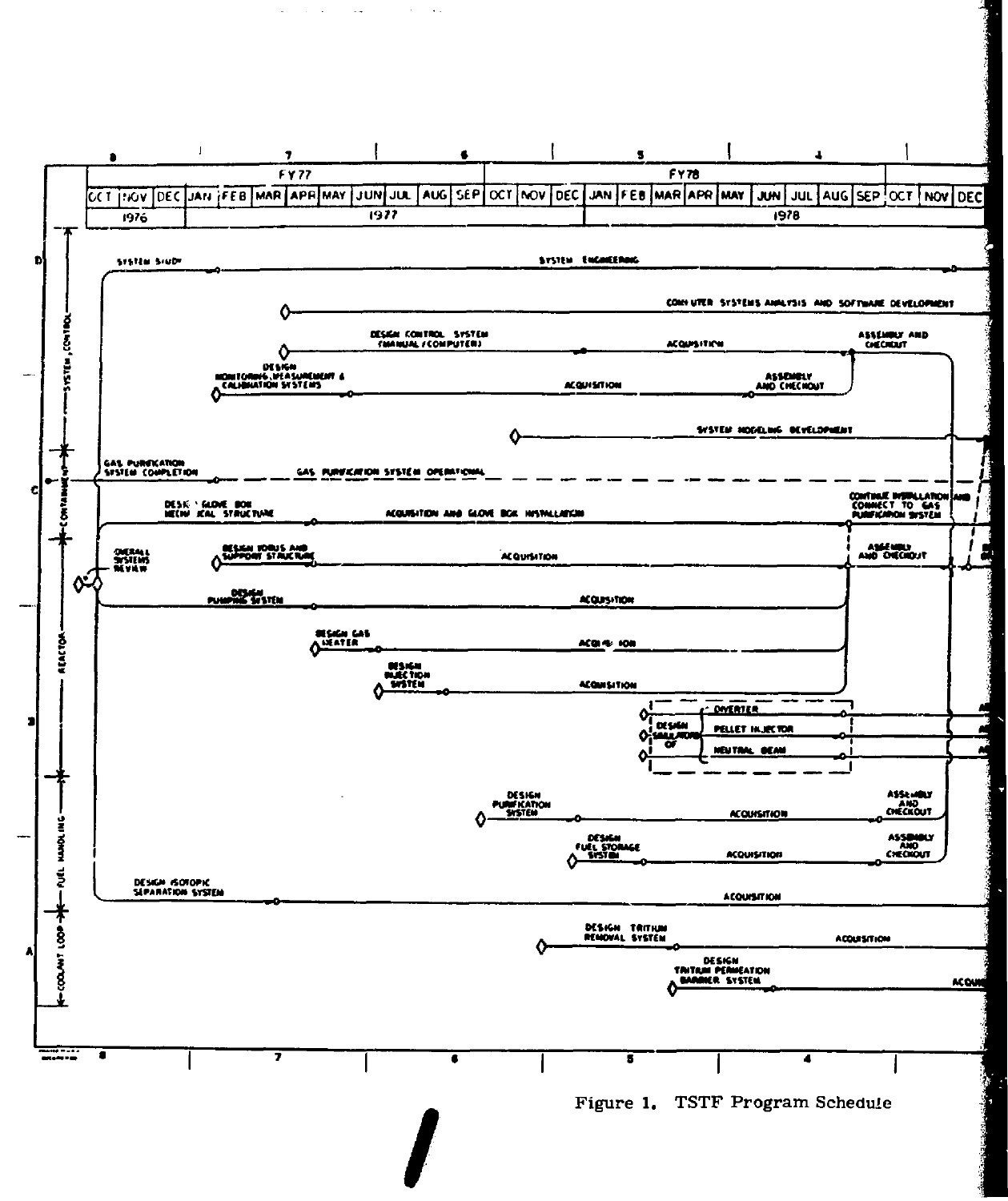| FY77 | | | | | | | | | | | | FY78 | | | | | | | | | | | | | | |
|---|---|---|---|---|---|---|---|---|---|---|---|---|---|---|---|---|---|---|---|---|---|---|---|---|---|---|
| OCT | NOV | DEC | JAN | FEB | MAR | APR | MAY | JUN | JUL | AUG | SEP | OCT | NOV | DEC | JAN | FEB | MAR | APR | MAY | JUN | JUL | AUG | SEP | OCT | NOV | DEC |
| 1976 | | | 1977 | | | | | | | | | | | | 1978 | | | | | | | | | | | |

**SYSTEM, CONTROL**

- SYSTEM STUDY — SYSTEM ENGINEERING
- COMPUTER SYSTEMS ANALYSIS AND SOFTWARE DEVELOPMENT
- DESIGN CONTROL SYSTEM (MANUAL/COMPUTER) — ACQUISITION — ASSEMBLY AND CHECKOUT
- DESIGN MONITORING, MEASUREMENT & CALIBRATION SYSTEMS — ACQUISITION — ASSEMBLY AND CHECKOUT
- SYSTEM MODELING DEVELOPMENT

**CONTAINMENT**

- GAS PURIFICATION SYSTEM COMPLETION — GAS PURIFICATION SYSTEM OPERATIONAL
- DESIGN GLOVE BOX MECHANICAL STRUCTURE — ACQUISITION AND GLOVE BOX INSTALLATION — CONTINUE INSTALLATION AND CONNECT TO GAS PURIFICATION SYSTEM

**REACTOR**

- OVERALL SYSTEMS REVIEW
- DESIGN TORUS AND SUPPORT STRUCTURE — ACQUISITION — ASSEMBLY AND CHECKOUT
- DESIGN PUMPING SYSTEM — ACQUISITION
- DESIGN GAS HEATER — ACQUISITION
- DESIGN INJECTION SYSTEM — ACQUISITION
- DESIGN SIMULATORS OF: DIVERTER; PELLET INJECTOR; NEUTRAL BEAM

**FUEL HANDLING**

- DESIGN PURIFICATION SYSTEM — ACQUISITION — ASSEMBLY AND CHECKOUT
- DESIGN FUEL STORAGE SYSTEM — ACQUISITION — ASSEMBLY AND CHECKOUT
- DESIGN ISOTOPIC SEPARATION SYSTEM — ACQUISITION

**COOLANT LOOP**

- DESIGN TRITIUM REMOVAL SYSTEM — ACQUISITION
- DESIGN TRITIUM PERMEATION BARRIER SYSTEM — ACQUISITION

Figure 1. TSTF Program Schedule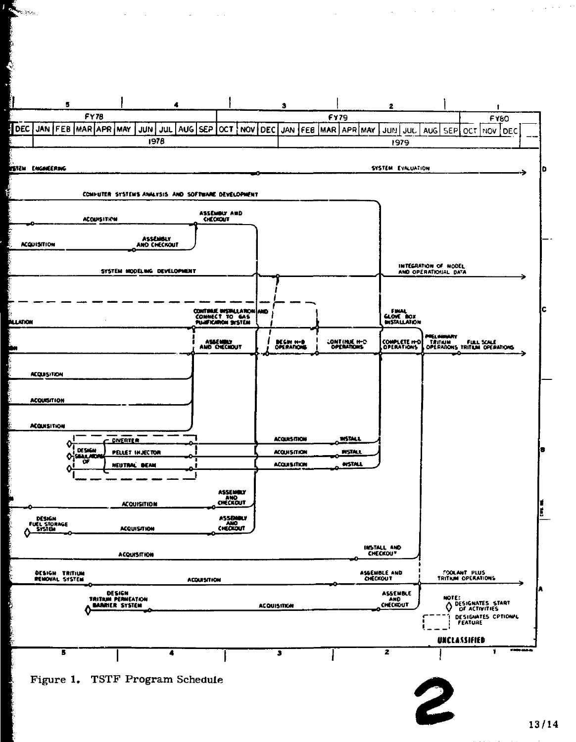| 5 | | | | | | 4 | | | | | | 3 | | | | | | 2 | | | | | | 1 | | |
|---|---|---|---|---|---|---|---|---|---|---|---|---|---|---|---|---|---|---|---|---|---|---|---|---|---|---|
| FY78 | | | | | | | | | | | | FY79 | | | | | | | | | | | | FY80 | | |
| DEC | JAN | FEB | MAR | APR | MAY | JUN | JUL | AUG | SEP | OCT | NOV | DEC | JAN | FEB | MAR | APR | MAY | JUN | JUL | AUG | SEP | OCT | NOV | DEC | | |
| 1978 | | | | | | | | | | | | | 1979 | | | | | | | | | | | | | |

SYSTEM ENGINEERING — SYSTEM EVALUATION (D)

COMPUTER SYSTEMS ANALYSIS AND SOFTWARE DEVELOPMENT

ACQUISITION — ASSEMBLY AND CHECKOUT

ACQUISITION — ASSEMBLY AND CHECKOUT

SYSTEM MODELING DEVELOPMENT — INTEGRATION OF MODEL AND OPERATIONAL DATA

INSTALLATION — CONTINUE INSTALLATION AND CONNECT TO GAS PURIFICATION SYSTEM — FINAL GLOVE BOX INSTALLATION (C)

ASSEMBLY AND CHECKOUT — BEGIN H-D OPERATIONS — CONTINUE H-D OPERATIONS — COMPLETE H-D OPERATIONS — PRELIMINARY TRITIUM OPERATIONS — FULL SCALE TRITIUM OPERATIONS

ACQUISITION

ACQUISITION

ACQUISITION

DESIGN SIMULATORS OF: DIVERTER — ACQUISITION — INSTALL (B)

PELLET INJECTOR — ACQUISITION — INSTALL

NEUTRAL BEAM — ACQUISITION — INSTALL

ACQUISITION — ASSEMBLY AND CHECKOUT

DESIGN FUEL STORAGE SYSTEM — ACQUISITION — ASSEMBLY AND CHECKOUT

ACQUISITION — INSTALL AND CHECKOUT

DESIGN TRITIUM REMOVAL SYSTEM — ACQUISITION — ASSEMBLE AND CHECKOUT — COOLANT PLUS TRITIUM OPERATIONS (A)

DESIGN TRITIUM PERMEATION BARRIER SYSTEM — ACQUISITION — ASSEMBLE AND CHECKOUT

NOTE:
◇ DESIGNATES START OF ACTIVITIES
[- - -] DESIGNATES OPTIONAL FEATURE

UNCLASSIFIED

Figure 1. TSTF Program Schedule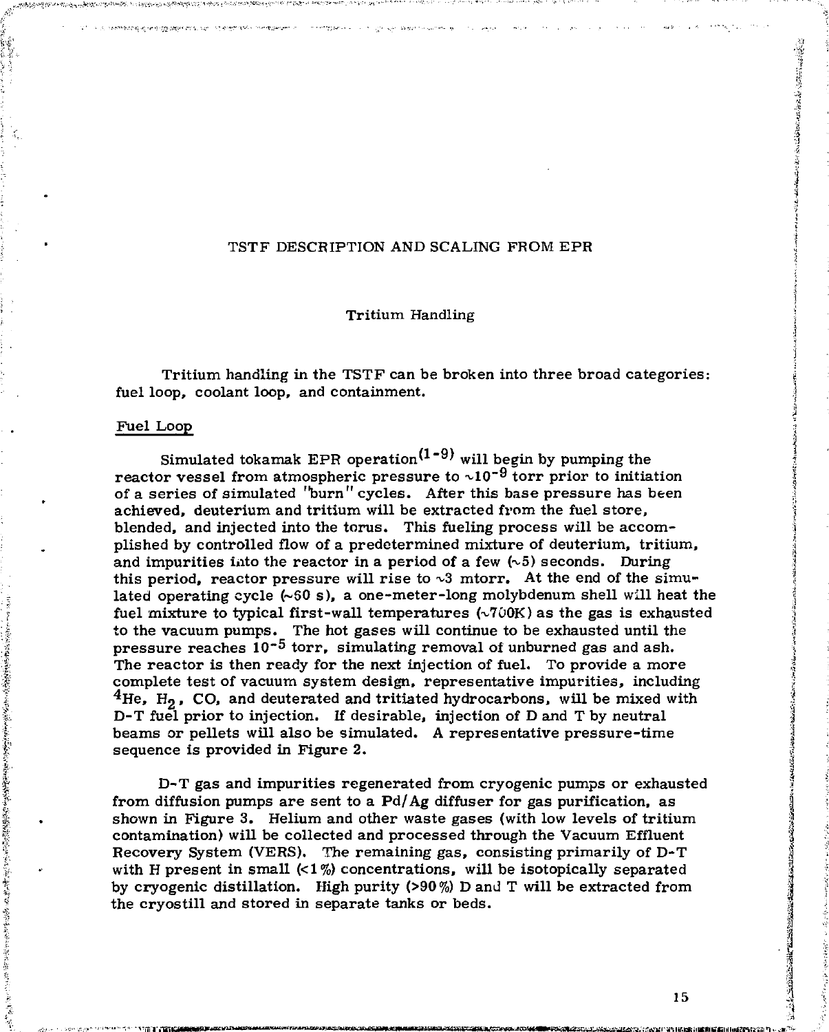# TSTF DESCRIPTION AND SCALING FROM EPR

## Tritium Handling

Tritium handling in the TSTF can be broken into three broad categories: fuel loop, coolant loop, and containment.

### Fuel Loop

Simulated tokamak EPR operation[1-9] will begin by pumping the reactor vessel from atmospheric pressure to $\sim 10^{-9}$ torr prior to initiation of a series of simulated "burn" cycles. After this base pressure has been achieved, deuterium and tritium will be extracted from the fuel store, blended, and injected into the torus. This fueling process will be accomplished by controlled flow of a predetermined mixture of deuterium, tritium, and impurities into the reactor in a period of a few ($\sim 5$) seconds. During this period, reactor pressure will rise to $\sim 3$ mtorr. At the end of the simulated operating cycle ($\sim 60$ s), a one-meter-long molybdenum shell will heat the fuel mixture to typical first-wall temperatures ($\sim 700$K) as the gas is exhausted to the vacuum pumps. The hot gases will continue to be exhausted until the pressure reaches $10^{-5}$ torr, simulating removal of unburned gas and ash. The reactor is then ready for the next injection of fuel. To provide a more complete test of vacuum system design, representative impurities, including $^4He$, $H_2$, CO, and deuterated and tritiated hydrocarbons, will be mixed with D-T fuel prior to injection. If desirable, injection of D and T by neutral beams or pellets will also be simulated. A representative pressure-time sequence is provided in Figure 2.

D-T gas and impurities regenerated from cryogenic pumps or exhausted from diffusion pumps are sent to a Pd/Ag diffuser for gas purification, as shown in Figure 3. Helium and other waste gases (with low levels of tritium contamination) will be collected and processed through the Vacuum Effluent Recovery System (VERS). The remaining gas, consisting primarily of D-T with H present in small (<1%) concentrations, will be isotopically separated by cryogenic distillation. High purity (>90%) D and T will be extracted from the cryostill and stored in separate tanks or beds.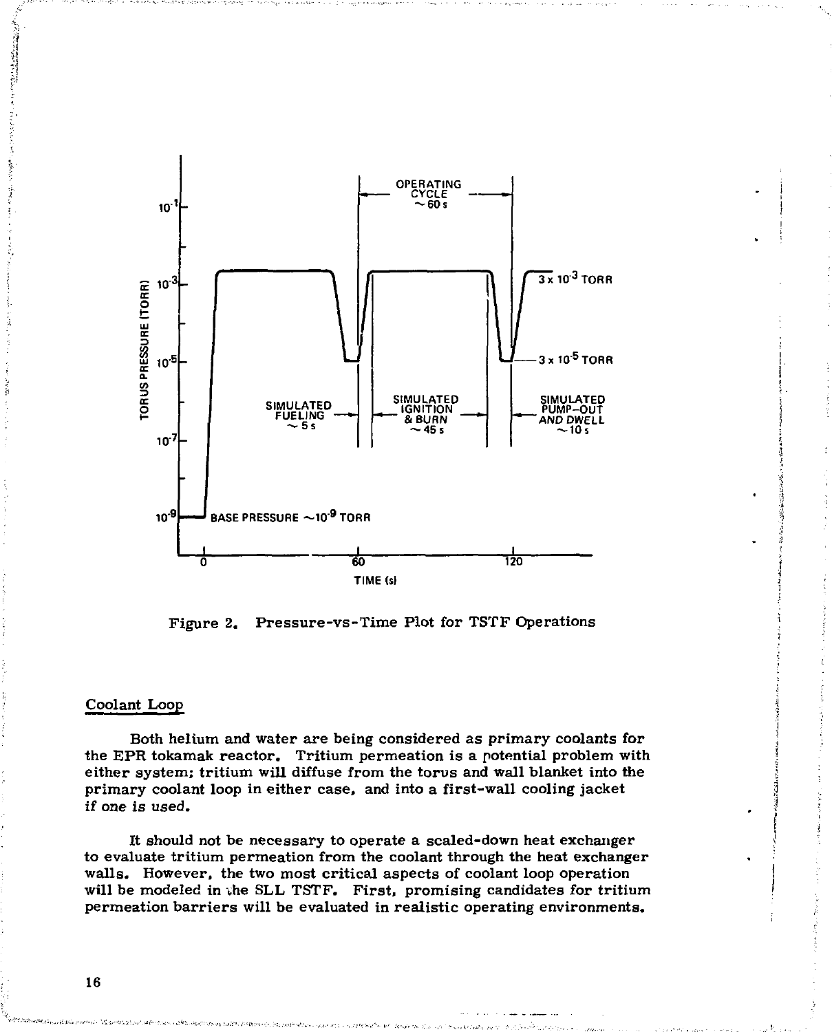Figure 2. Pressure-vs-Time Plot for TSTF Operations

## Coolant Loop

Both helium and water are being considered as primary coolants for the EPR tokamak reactor. Tritium permeation is a potential problem with either system; tritium will diffuse from the torus and wall blanket into the primary coolant loop in either case, and into a first-wall cooling jacket if one is used.

It should not be necessary to operate a scaled-down heat exchanger to evaluate tritium permeation from the coolant through the heat exchanger walls. However, the two most critical aspects of coolant loop operation will be modeled in the SLL TSTF. First, promising candidates for tritium permeation barriers will be evaluated in realistic operating environments.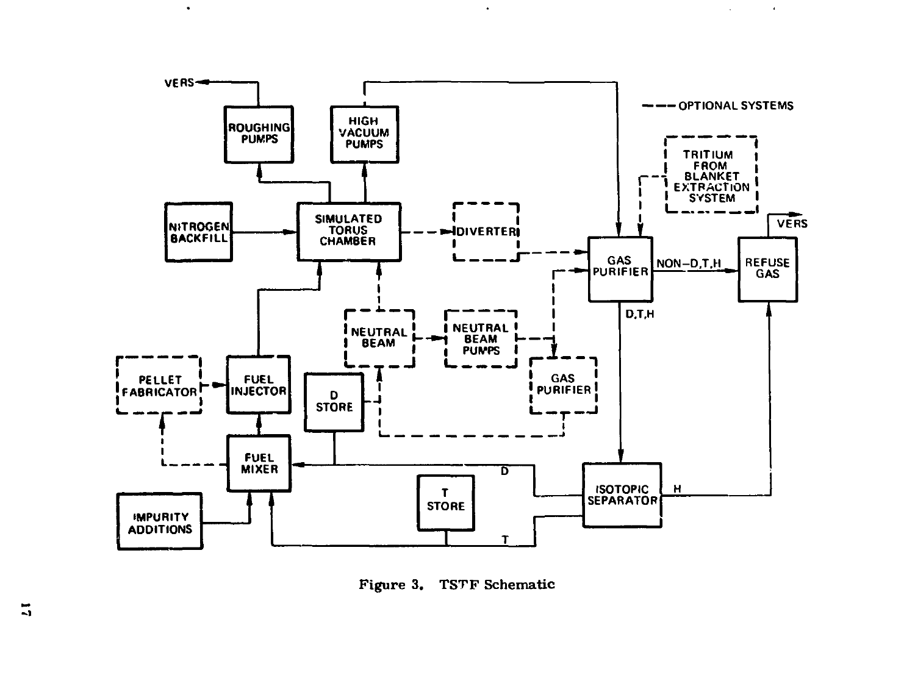Figure 3. TSTF Schematic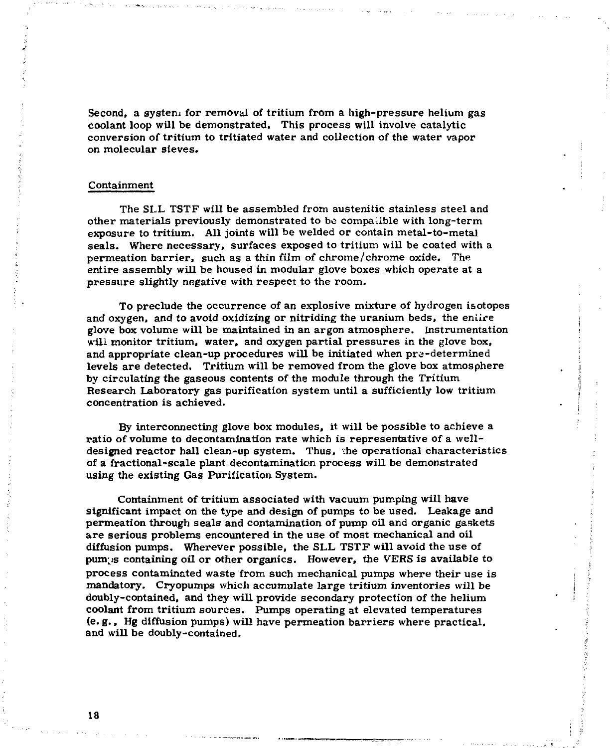Second, a system for removal of tritium from a high-pressure helium gas coolant loop will be demonstrated. This process will involve catalytic conversion of tritium to tritiated water and collection of the water vapor on molecular sieves.

## Containment

The SLL TSTF will be assembled from austenitic stainless steel and other materials previously demonstrated to be compatible with long-term exposure to tritium. All joints will be welded or contain metal-to-metal seals. Where necessary, surfaces exposed to tritium will be coated with a permeation barrier, such as a thin film of chrome/chrome oxide. The entire assembly will be housed in modular glove boxes which operate at a pressure slightly negative with respect to the room.

To preclude the occurrence of an explosive mixture of hydrogen isotopes and oxygen, and to avoid oxidizing or nitriding the uranium beds, the entire glove box volume will be maintained in an argon atmosphere. Instrumentation will monitor tritium, water, and oxygen partial pressures in the glove box, and appropriate clean-up procedures will be initiated when pre-determined levels are detected. Tritium will be removed from the glove box atmosphere by circulating the gaseous contents of the module through the Tritium Research Laboratory gas purification system until a sufficiently low tritium concentration is achieved.

By interconnecting glove box modules, it will be possible to achieve a ratio of volume to decontamination rate which is representative of a well-designed reactor hall clean-up system. Thus, the operational characteristics of a fractional-scale plant decontamination process will be demonstrated using the existing Gas Purification System.

Containment of tritium associated with vacuum pumping will have significant impact on the type and design of pumps to be used. Leakage and permeation through seals and contamination of pump oil and organic gaskets are serious problems encountered in the use of most mechanical and oil diffusion pumps. Wherever possible, the SLL TSTF will avoid the use of pumps containing oil or other organics. However, the VERS is available to process contaminated waste from such mechanical pumps where their use is mandatory. Cryopumps which accumulate large tritium inventories will be doubly-contained, and they will provide secondary protection of the helium coolant from tritium sources. Pumps operating at elevated temperatures (e.g., Hg diffusion pumps) will have permeation barriers where practical, and will be doubly-contained.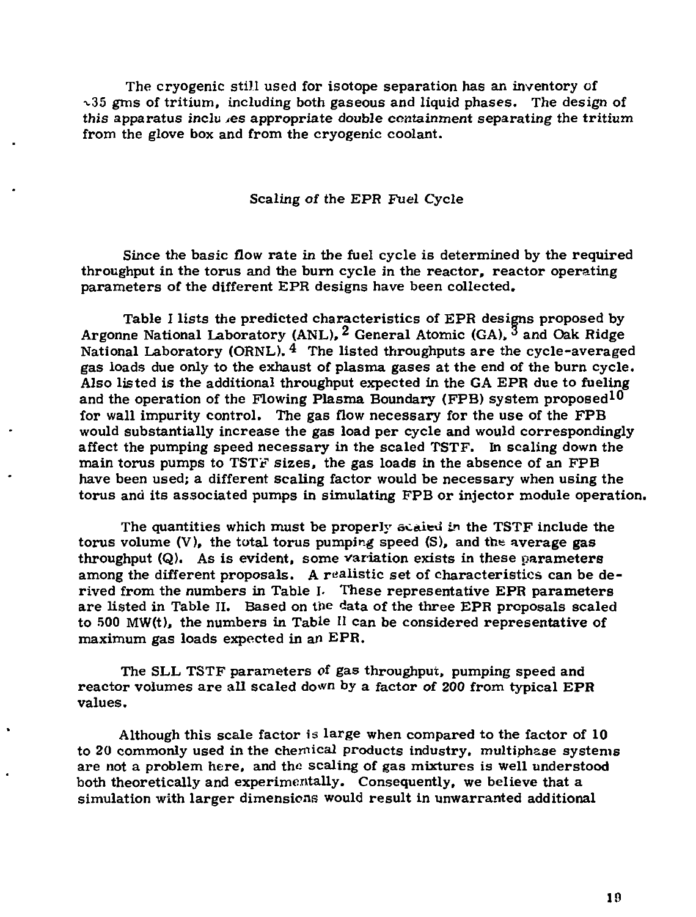The cryogenic still used for isotope separation has an inventory of ~35 gms of tritium, including both gaseous and liquid phases. The design of this apparatus includes appropriate double containment separating the tritium from the glove box and from the cryogenic coolant.

## Scaling of the EPR Fuel Cycle

Since the basic flow rate in the fuel cycle is determined by the required throughput in the torus and the burn cycle in the reactor, reactor operating parameters of the different EPR designs have been collected.

Table I lists the predicted characteristics of EPR designs proposed by Argonne National Laboratory (ANL),[2] General Atomic (GA),[3] and Oak Ridge National Laboratory (ORNL).[4] The listed throughputs are the cycle-averaged gas loads due only to the exhaust of plasma gases at the end of the burn cycle. Also listed is the additional throughput expected in the GA EPR due to fueling and the operation of the Flowing Plasma Boundary (FPB) system proposed[10] for wall impurity control. The gas flow necessary for the use of the FPB would substantially increase the gas load per cycle and would correspondingly affect the pumping speed necessary in the scaled TSTF. In scaling down the main torus pumps to TSTF sizes, the gas loads in the absence of an FPB have been used; a different scaling factor would be necessary when using the torus and its associated pumps in simulating FPB or injector module operation.

The quantities which must be properly scaled in the TSTF include the torus volume (V), the total torus pumping speed (S), and the average gas throughput (Q). As is evident, some variation exists in these parameters among the different proposals. A realistic set of characteristics can be derived from the numbers in Table I. These representative EPR parameters are listed in Table II. Based on the data of the three EPR proposals scaled to 500 MW(t), the numbers in Table II can be considered representative of maximum gas loads expected in an EPR.

The SLL TSTF parameters of gas throughput, pumping speed and reactor volumes are all scaled down by a factor of 200 from typical EPR values.

Although this scale factor is large when compared to the factor of 10 to 20 commonly used in the chemical products industry, multiphase systems are not a problem here, and the scaling of gas mixtures is well understood both theoretically and experimentally. Consequently, we believe that a simulation with larger dimensions would result in unwarranted additional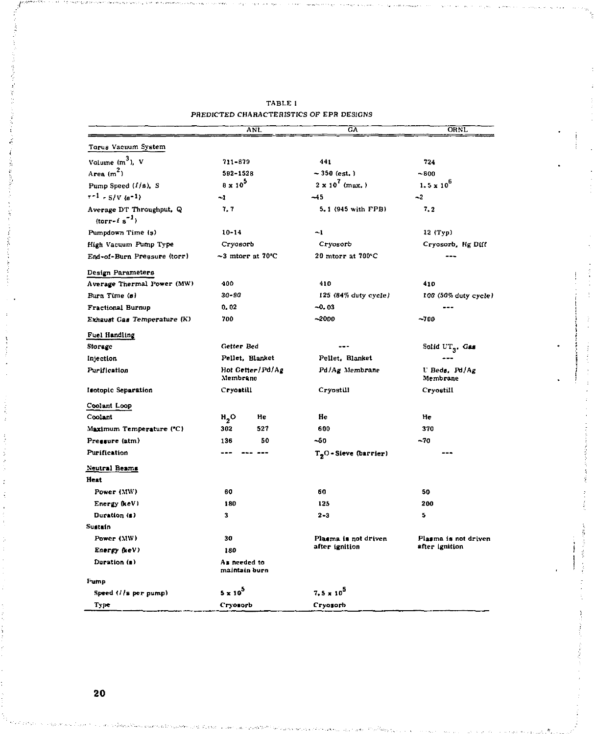TABLE I

*PREDICTED CHARACTERISTICS OF EPR DESIGNS*

| | ANL | | GA | ORNL |
|---|---|---|---|---|
| **Torus Vacuum System** | | | | |
| Volume ($m^3$), V | 711-879 | | 441 | 724 |
| Area ($m^2$) | 592-1528 | | ~ 350 (est.) | ~800 |
| Pump Speed ($\ell$/s), S | $8 \times 10^5$ | | $2 \times 10^7$ (max.) | $1.5 \times 10^6$ |
| $\tau^{-1} = S/V$ ($s^{-1}$) | ~1 | | ~45 | ~2 |
| Average DT Throughput, Q (torr-$\ell$ $s^{-1}$) | 7.7 | | 5.1 (945 with FPB) | 7.2 |
| Pumpdown Time (s) | 10-14 | | ~1 | 12 (Typ) |
| High Vacuum Pump Type | Cryosorb | | Cryosorb | Cryosorb, Hg Diff |
| End-of-Burn Pressure (torr) | ~3 mtorr at 70°C | | 20 mtorr at 700°C | --- |
| **Design Parameters** | | | | |
| Average Thermal Power (MW) | 400 | | 410 | 410 |
| Burn Time (s) | 30-90 | | 125 (84% duty cycle) | 100 (50% duty cycle) |
| Fractional Burnup | 0.02 | | ~0.03 | --- |
| Exhaust Gas Temperature (K) | 700 | | ~2000 | ~700 |
| **Fuel Handling** | | | | |
| Storage | Getter Bed | | --- | Solid $UT_3$, Gas |
| Injection | Pellet, Blanket | | Pellet, Blanket | --- |
| Purification | Hot Getter/Pd/Ag Membrane | | Pd/Ag Membrane | U Beds, Pd/Ag Membrane |
| Isotopic Separation | Cryostill | | Cryostill | Cryostill |
| **Coolant Loop** | | | | |
| Coolant | $H_2O$ | He | He | He |
| Maximum Temperature (°C) | 302 | 527 | 600 | 370 |
| Pressure (atm) | 136 | 50 | ~50 | ~70 |
| Purification | --- | --- --- | $T_2O$ - Sieve (barrier) | --- |
| **Neutral Beams** | | | | |
| Heat | | | | |
| Power (MW) | 60 | | 60 | 50 |
| Energy (keV) | 180 | | 125 | 200 |
| Duration (s) | 3 | | 2-3 | 5 |
| Sustain | | | | |
| Power (MW) | 30 | | Plasma is not driven after ignition | Plasma is not driven after ignition |
| Energy (keV) | 180 | | | |
| Duration (s) | As needed to maintain burn | | | |
| Pump | | | | |
| Speed ($\ell$/s per pump) | $5 \times 10^5$ | | $7.5 \times 10^5$ | |
| Type | Cryosorb | | Cryosorb | |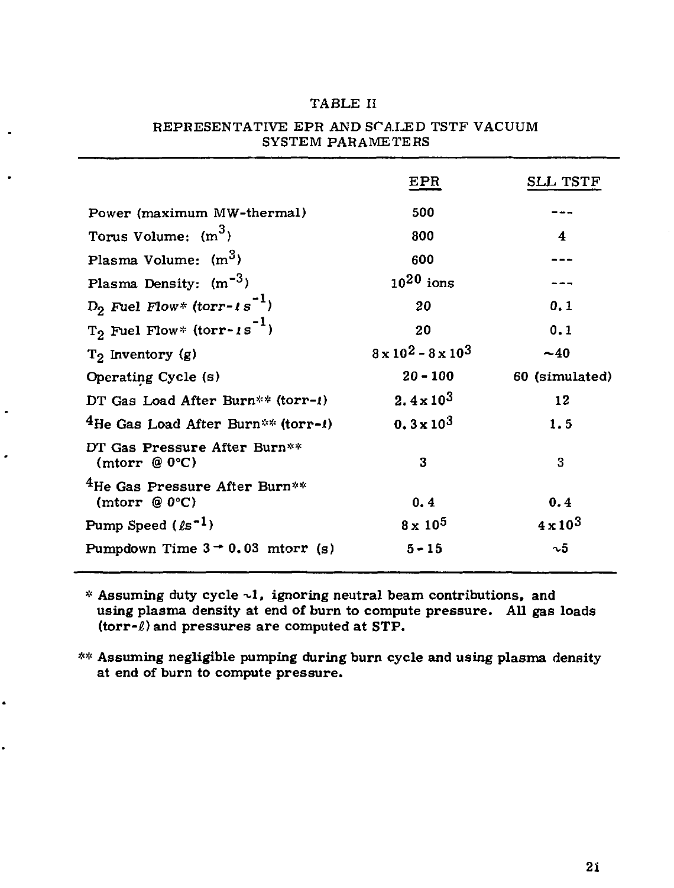TABLE II

REPRESENTATIVE EPR AND SCALED TSTF VACUUM SYSTEM PARAMETERS

| | EPR | SLL TSTF |
|---|---|---|
| Power (maximum MW-thermal) | 500 | --- |
| Torus Volume: ($m^3$) | 800 | 4 |
| Plasma Volume: ($m^3$) | 600 | --- |
| Plasma Density: ($m^{-3}$) | $10^{20}$ ions | --- |
| $D_2$ Fuel Flow* (torr-ℓ $s^{-1}$) | 20 | 0.1 |
| $T_2$ Fuel Flow* (torr-ℓ $s^{-1}$) | 20 | 0.1 |
| $T_2$ Inventory (g) | $8 \times 10^2 - 8 \times 10^3$ | ~40 |
| Operating Cycle (s) | 20 - 100 | 60 (simulated) |
| DT Gas Load After Burn** (torr-ℓ) | $2.4 \times 10^3$ | 12 |
| $^4$He Gas Load After Burn** (torr-ℓ) | $0.3 \times 10^3$ | 1.5 |
| DT Gas Pressure After Burn** (mtorr @ 0°C) | 3 | 3 |
| $^4$He Gas Pressure After Burn** (mtorr @ 0°C) | 0.4 | 0.4 |
| Pump Speed (ℓ$s^{-1}$) | $8 \times 10^5$ | $4 \times 10^3$ |
| Pumpdown Time 3 → 0.03 mtorr (s) | 5 - 15 | ~5 |

\* Assuming duty cycle ~1, ignoring neutral beam contributions, and using plasma density at end of burn to compute pressure. All gas loads (torr-ℓ) and pressures are computed at STP.

\*\* Assuming negligible pumping during burn cycle and using plasma density at end of burn to compute pressure.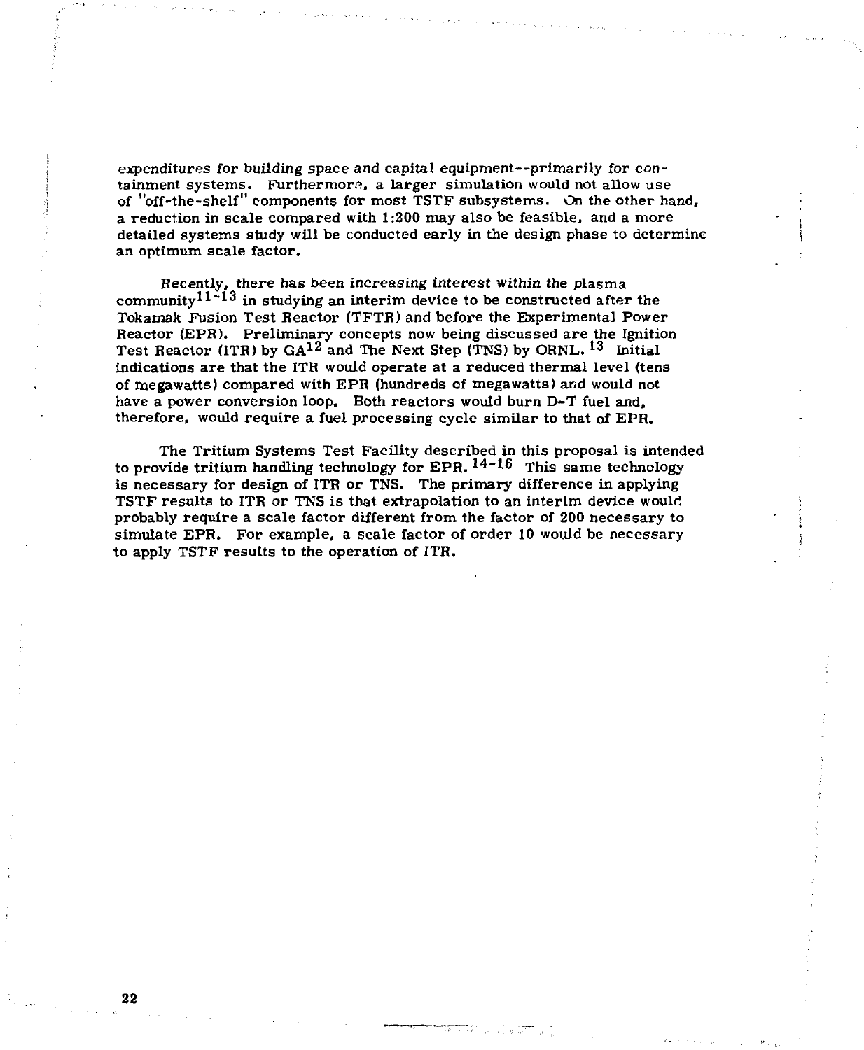expenditures for building space and capital equipment--primarily for containment systems. Furthermore, a larger simulation would not allow use of "off-the-shelf" components for most TSTF subsystems. On the other hand, a reduction in scale compared with 1:200 may also be feasible, and a more detailed systems study will be conducted early in the design phase to determine an optimum scale factor.

Recently, there has been increasing interest within the plasma community[11-13] in studying an interim device to be constructed after the Tokamak Fusion Test Reactor (TFTR) and before the Experimental Power Reactor (EPR). Preliminary concepts now being discussed are the Ignition Test Reactor (ITR) by GA[12] and The Next Step (TNS) by ORNL.[13] Initial indications are that the ITR would operate at a reduced thermal level (tens of megawatts) compared with EPR (hundreds of megawatts) and would not have a power conversion loop. Both reactors would burn D-T fuel and, therefore, would require a fuel processing cycle similar to that of EPR.

The Tritium Systems Test Facility described in this proposal is intended to provide tritium handling technology for EPR.[14-16] This same technology is necessary for design of ITR or TNS. The primary difference in applying TSTF results to ITR or TNS is that extrapolation to an interim device would probably require a scale factor different from the factor of 200 necessary to simulate EPR. For example, a scale factor of order 10 would be necessary to apply TSTF results to the operation of ITR.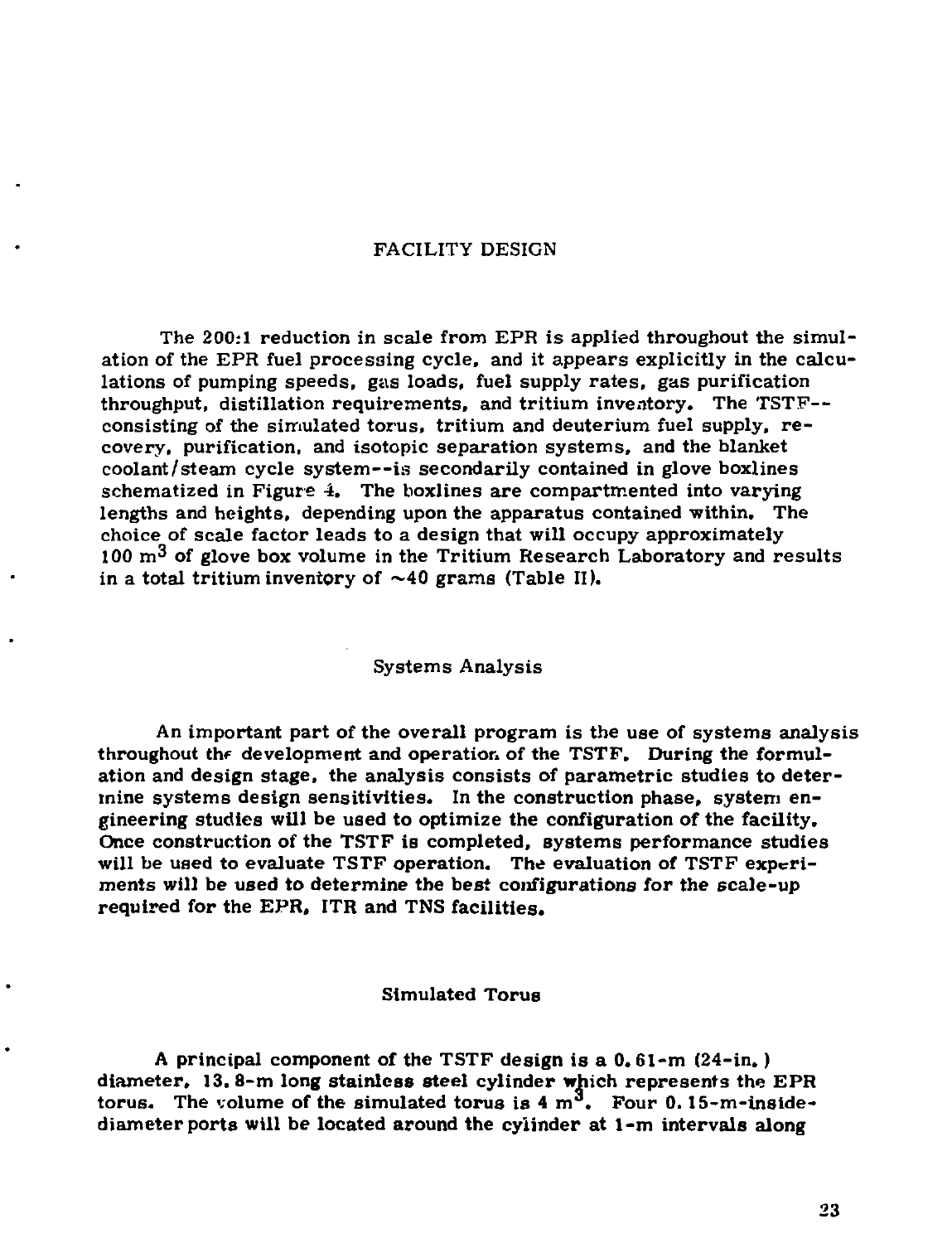# FACILITY DESIGN

The 200:1 reduction in scale from EPR is applied throughout the simulation of the EPR fuel processing cycle, and it appears explicitly in the calculations of pumping speeds, gas loads, fuel supply rates, gas purification throughput, distillation requirements, and tritium inventory. The TSTF--consisting of the simulated torus, tritium and deuterium fuel supply, recovery, purification, and isotopic separation systems, and the blanket coolant/steam cycle system--is secondarily contained in glove boxlines schematized in Figure 4. The boxlines are compartmented into varying lengths and heights, depending upon the apparatus contained within. The choice of scale factor leads to a design that will occupy approximately 100 $m^3$ of glove box volume in the Tritium Research Laboratory and results in a total tritium inventory of ~40 grams (Table II).

## Systems Analysis

An important part of the overall program is the use of systems analysis throughout the development and operation of the TSTF. During the formulation and design stage, the analysis consists of parametric studies to determine systems design sensitivities. In the construction phase, system engineering studies will be used to optimize the configuration of the facility. Once construction of the TSTF is completed, systems performance studies will be used to evaluate TSTF operation. The evaluation of TSTF experiments will be used to determine the best configurations for the scale-up required for the EPR, ITR and TNS facilities.

## Simulated Torus

A principal component of the TSTF design is a 0.61-m (24-in.) diameter, 13.8-m long stainless steel cylinder which represents the EPR torus. The volume of the simulated torus is 4 $m^3$. Four 0.15-m-inside-diameter ports will be located around the cylinder at 1-m intervals along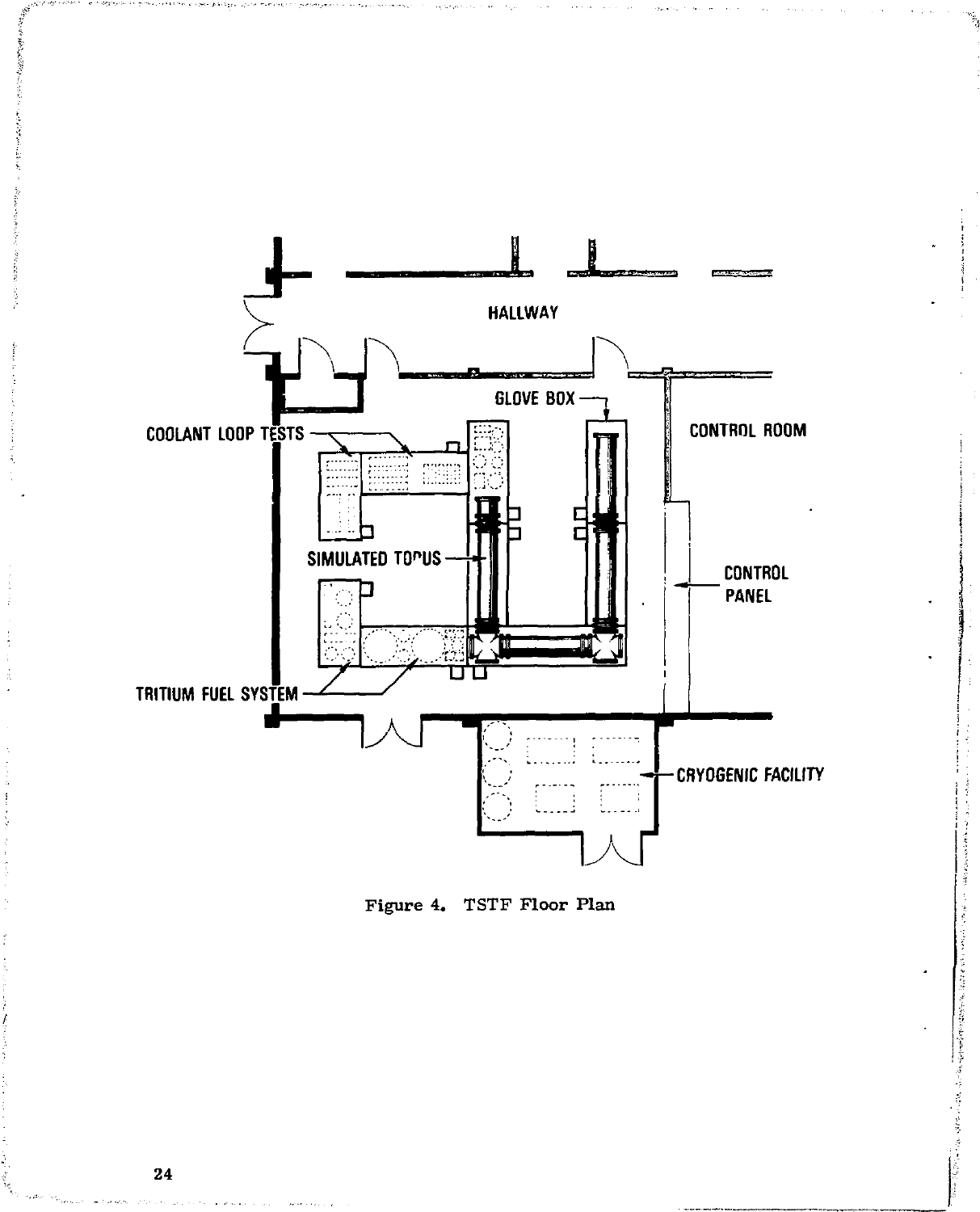Figure 4. TSTF Floor Plan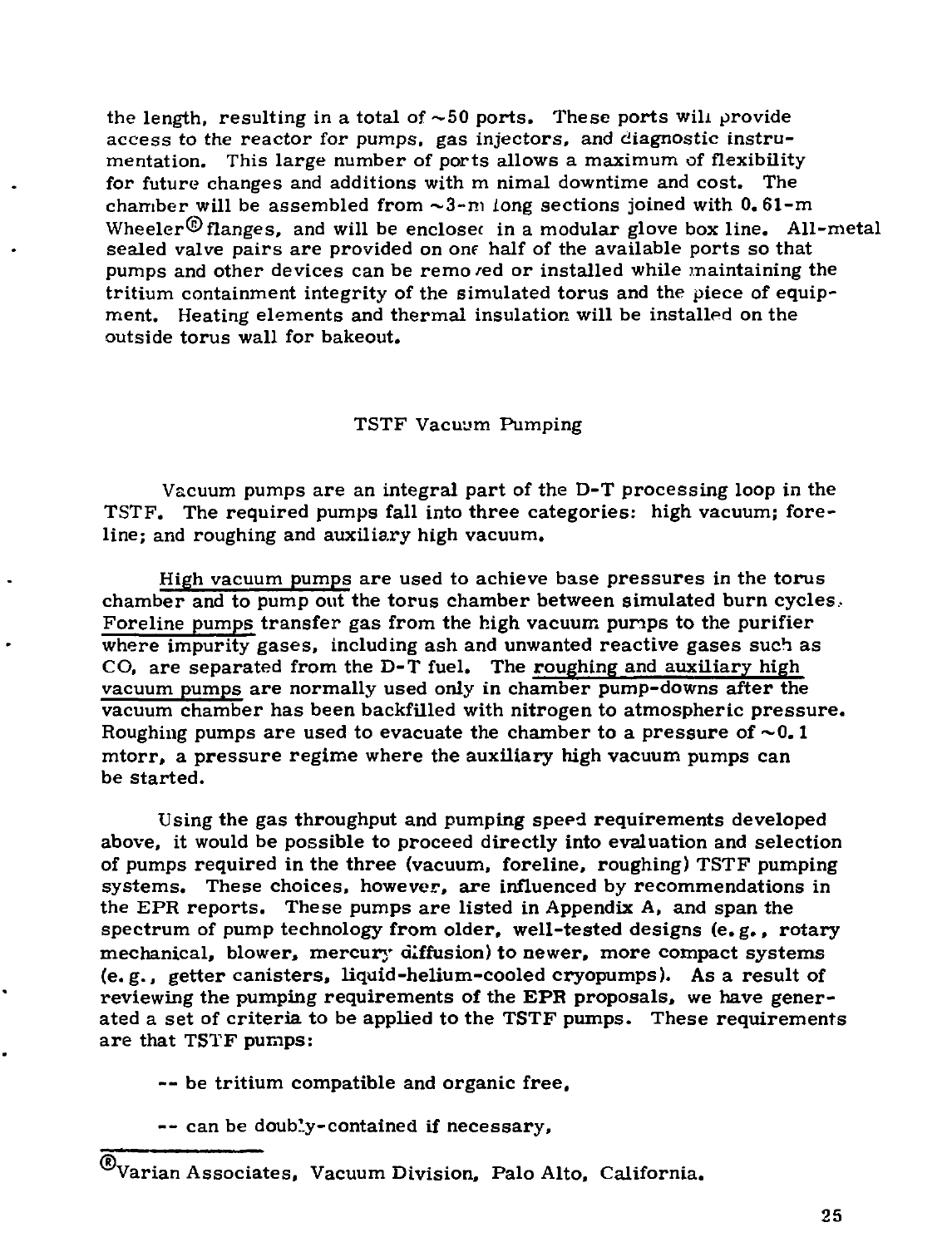the length, resulting in a total of ~50 ports. These ports will provide access to the reactor for pumps, gas injectors, and diagnostic instrumentation. This large number of ports allows a maximum of flexibility for future changes and additions with minimal downtime and cost. The chamber will be assembled from ~3-m long sections joined with 0.61-m Wheeler® flanges, and will be enclosed in a modular glove box line. All-metal sealed valve pairs are provided on one half of the available ports so that pumps and other devices can be removed or installed while maintaining the tritium containment integrity of the simulated torus and the piece of equipment. Heating elements and thermal insulation will be installed on the outside torus wall for bakeout.

## TSTF Vacuum Pumping

Vacuum pumps are an integral part of the D-T processing loop in the TSTF. The required pumps fall into three categories: high vacuum; foreline; and roughing and auxiliary high vacuum.

High vacuum pumps are used to achieve base pressures in the torus chamber and to pump out the torus chamber between simulated burn cycles. Foreline pumps transfer gas from the high vacuum pumps to the purifier where impurity gases, including ash and unwanted reactive gases such as CO, are separated from the D-T fuel. The roughing and auxiliary high vacuum pumps are normally used only in chamber pump-downs after the vacuum chamber has been backfilled with nitrogen to atmospheric pressure. Roughing pumps are used to evacuate the chamber to a pressure of ~0.1 mtorr, a pressure regime where the auxiliary high vacuum pumps can be started.

Using the gas throughput and pumping speed requirements developed above, it would be possible to proceed directly into evaluation and selection of pumps required in the three (vacuum, foreline, roughing) TSTF pumping systems. These choices, however, are influenced by recommendations in the EPR reports. These pumps are listed in Appendix A, and span the spectrum of pump technology from older, well-tested designs (e.g., rotary mechanical, blower, mercury diffusion) to newer, more compact systems (e.g., getter canisters, liquid-helium-cooled cryopumps). As a result of reviewing the pumping requirements of the EPR proposals, we have generated a set of criteria to be applied to the TSTF pumps. These requirements are that TSTF pumps:

-- be tritium compatible and organic free,

-- can be doubly-contained if necessary,

® Varian Associates, Vacuum Division, Palo Alto, California.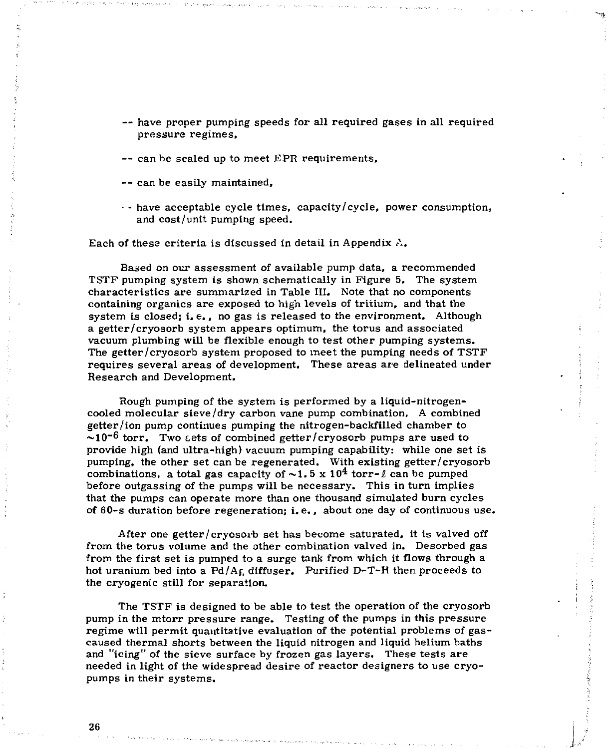-- have proper pumping speeds for all required gases in all required pressure regimes,

-- can be scaled up to meet EPR requirements,

-- can be easily maintained,

-- have acceptable cycle times, capacity/cycle, power consumption, and cost/unit pumping speed.

Each of these criteria is discussed in detail in Appendix A.

Based on our assessment of available pump data, a recommended TSTF pumping system is shown schematically in Figure 5. The system characteristics are summarized in Table III. Note that no components containing organics are exposed to high levels of tritium, and that the system is closed; i.e., no gas is released to the environment. Although a getter/cryosorb system appears optimum, the torus and associated vacuum plumbing will be flexible enough to test other pumping systems. The getter/cryosorb system proposed to meet the pumping needs of TSTF requires several areas of development. These areas are delineated under Research and Development.

Rough pumping of the system is performed by a liquid-nitrogen-cooled molecular sieve/dry carbon vane pump combination. A combined getter/ion pump continues pumping the nitrogen-backfilled chamber to $\sim 10^{-6}$ torr. Two sets of combined getter/cryosorb pumps are used to provide high (and ultra-high) vacuum pumping capability: while one set is pumping, the other set can be regenerated. With existing getter/cryosorb combinations, a total gas capacity of $\sim 1.5 \times 10^4$ torr-$\ell$ can be pumped before outgassing of the pumps will be necessary. This in turn implies that the pumps can operate more than one thousand simulated burn cycles of 60-s duration before regeneration; i.e., about one day of continuous use.

After one getter/cryosorb set has become saturated, it is valved off from the torus volume and the other combination valved in. Desorbed gas from the first set is pumped to a surge tank from which it flows through a hot uranium bed into a Pd/Ag diffuser. Purified D-T-H then proceeds to the cryogenic still for separation.

The TSTF is designed to be able to test the operation of the cryosorb pump in the mtorr pressure range. Testing of the pumps in this pressure regime will permit quantitative evaluation of the potential problems of gas-caused thermal shorts between the liquid nitrogen and liquid helium baths and "icing" of the sieve surface by frozen gas layers. These tests are needed in light of the widespread desire of reactor designers to use cryo-pumps in their systems.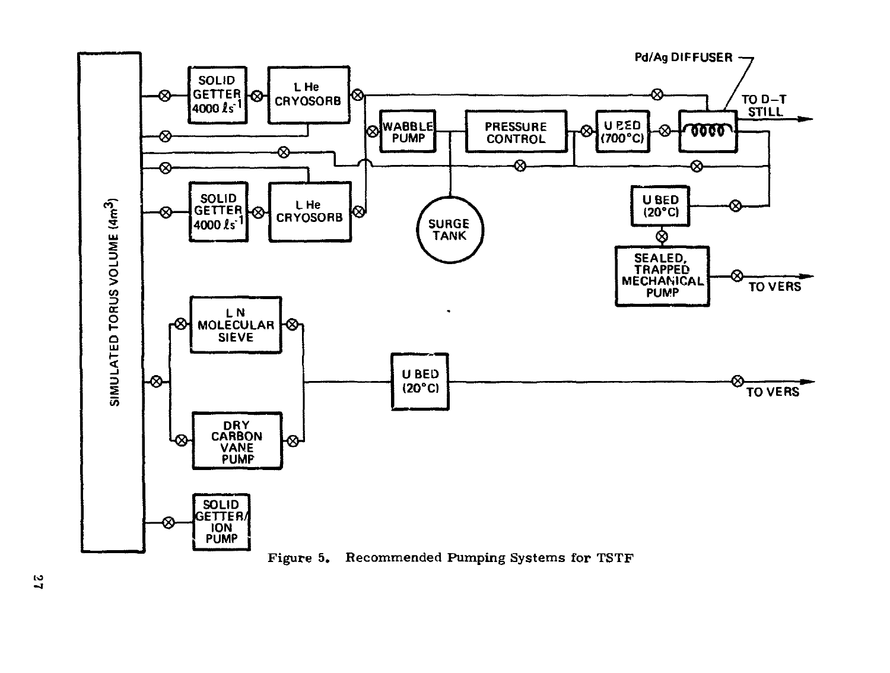Figure 5. Recommended Pumping Systems for TSTF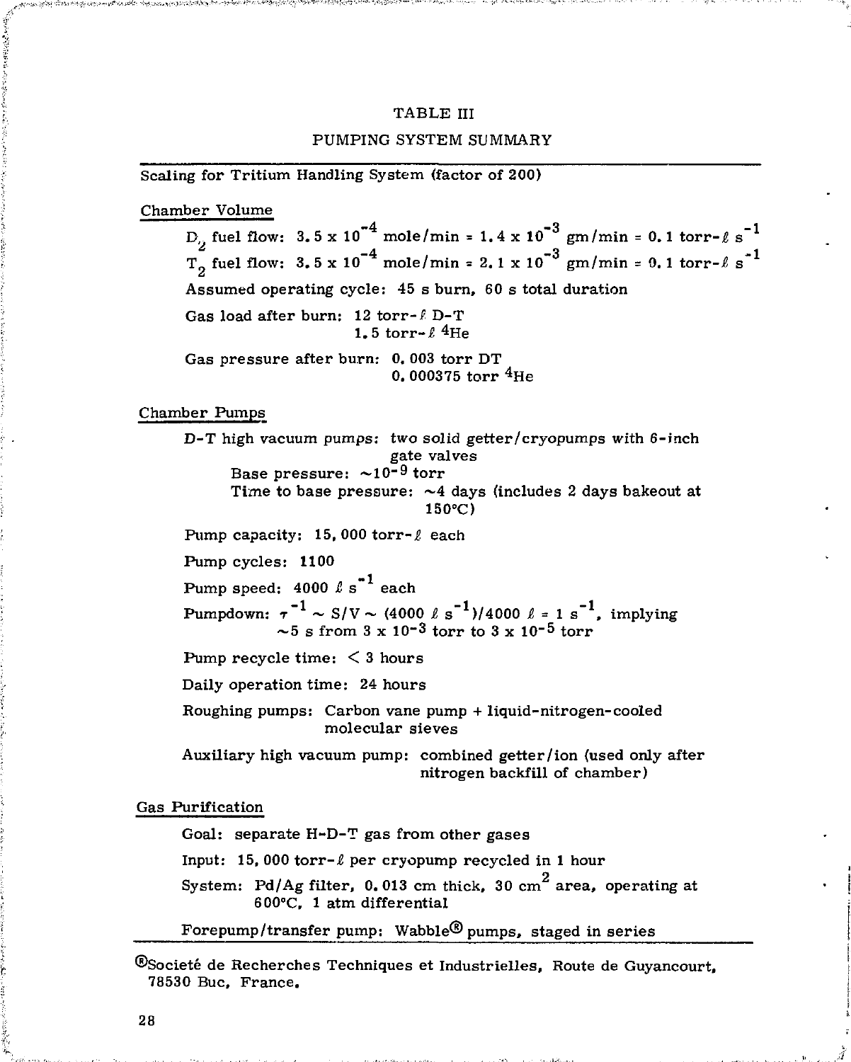TABLE III

PUMPING SYSTEM SUMMARY

Scaling for Tritium Handling System (factor of 200)

Chamber Volume

$D_2$ fuel flow: $3.5 \times 10^{-4}$ mole/min = $1.4 \times 10^{-3}$ gm/min = 0.1 torr-ℓ $s^{-1}$

$T_2$ fuel flow: $3.5 \times 10^{-4}$ mole/min = $2.1 \times 10^{-3}$ gm/min = 0.1 torr-ℓ $s^{-1}$

Assumed operating cycle: 45 s burn, 60 s total duration

Gas load after burn: 12 torr-ℓ D-T
1.5 torr-ℓ $^4$He

Gas pressure after burn: 0.003 torr DT
0.000375 torr $^4$He

Chamber Pumps

D-T high vacuum pumps: two solid getter/cryopumps with 6-inch gate valves

- Base pressure: ~$10^{-9}$ torr
- Time to base pressure: ~4 days (includes 2 days bakeout at 150°C)

Pump capacity: 15,000 torr-ℓ each

Pump cycles: 1100

Pump speed: 4000 ℓ $s^{-1}$ each

Pumpdown: $\tau^{-1} \sim S/V \sim (4000\ \ell\ s^{-1})/4000\ \ell = 1\ s^{-1}$, implying ~5 s from $3 \times 10^{-3}$ torr to $3 \times 10^{-5}$ torr

Pump recycle time: < 3 hours

Daily operation time: 24 hours

Roughing pumps: Carbon vane pump + liquid-nitrogen-cooled molecular sieves

Auxiliary high vacuum pump: combined getter/ion (used only after nitrogen backfill of chamber)

Gas Purification

Goal: separate H-D-T gas from other gases

Input: 15,000 torr-ℓ per cryopump recycled in 1 hour

System: Pd/Ag filter, 0.013 cm thick, 30 $cm^2$ area, operating at 600°C, 1 atm differential

Forepump/transfer pump: Wabble® pumps, staged in series

®Société de Recherches Techniques et Industrielles, Route de Guyancourt, 78530 Buc, France.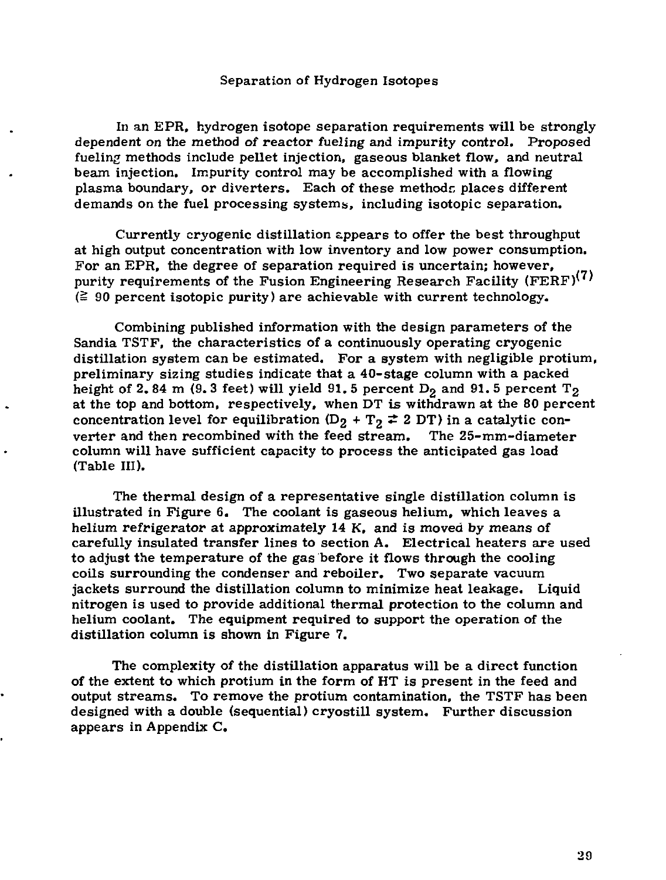## Separation of Hydrogen Isotopes

In an EPR, hydrogen isotope separation requirements will be strongly dependent on the method of reactor fueling and impurity control. Proposed fueling methods include pellet injection, gaseous blanket flow, and neutral beam injection. Impurity control may be accomplished with a flowing plasma boundary, or diverters. Each of these methods places different demands on the fuel processing systems, including isotopic separation.

Currently cryogenic distillation appears to offer the best throughput at high output concentration with low inventory and low power consumption. For an EPR, the degree of separation required is uncertain; however, purity requirements of the Fusion Engineering Research Facility (FERF)[7] (≧ 90 percent isotopic purity) are achievable with current technology.

Combining published information with the design parameters of the Sandia TSTF, the characteristics of a continuously operating cryogenic distillation system can be estimated. For a system with negligible protium, preliminary sizing studies indicate that a 40-stage column with a packed height of 2.84 m (9.3 feet) will yield 91.5 percent $D_2$ and 91.5 percent $T_2$ at the top and bottom, respectively, when DT is withdrawn at the 80 percent concentration level for equilibration ($D_2 + T_2 \rightleftarrows 2\,DT$) in a catalytic converter and then recombined with the feed stream. The 25-mm-diameter column will have sufficient capacity to process the anticipated gas load (Table III).

The thermal design of a representative single distillation column is illustrated in Figure 6. The coolant is gaseous helium, which leaves a helium refrigerator at approximately 14 K, and is moved by means of carefully insulated transfer lines to section A. Electrical heaters are used to adjust the temperature of the gas before it flows through the cooling coils surrounding the condenser and reboiler. Two separate vacuum jackets surround the distillation column to minimize heat leakage. Liquid nitrogen is used to provide additional thermal protection to the column and helium coolant. The equipment required to support the operation of the distillation column is shown in Figure 7.

The complexity of the distillation apparatus will be a direct function of the extent to which protium in the form of HT is present in the feed and output streams. To remove the protium contamination, the TSTF has been designed with a double (sequential) cryostill system. Further discussion appears in Appendix C.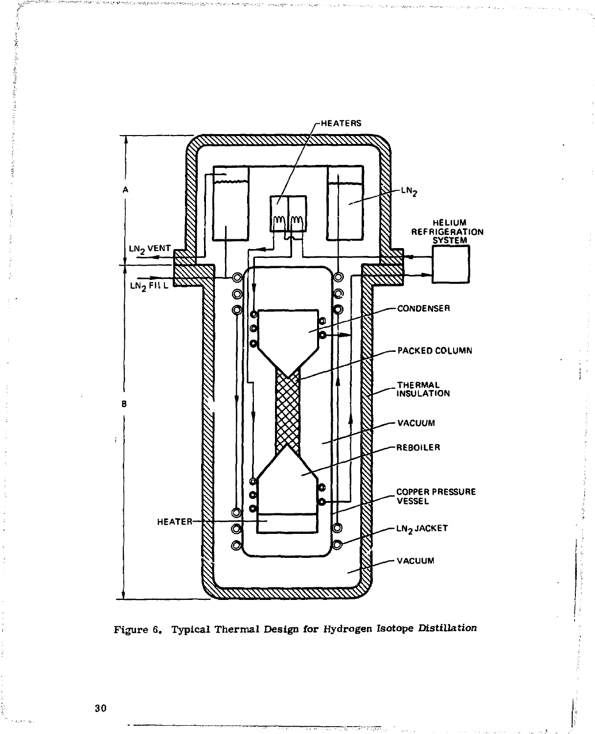Figure 6. Typical Thermal Design for Hydrogen Isotope Distillation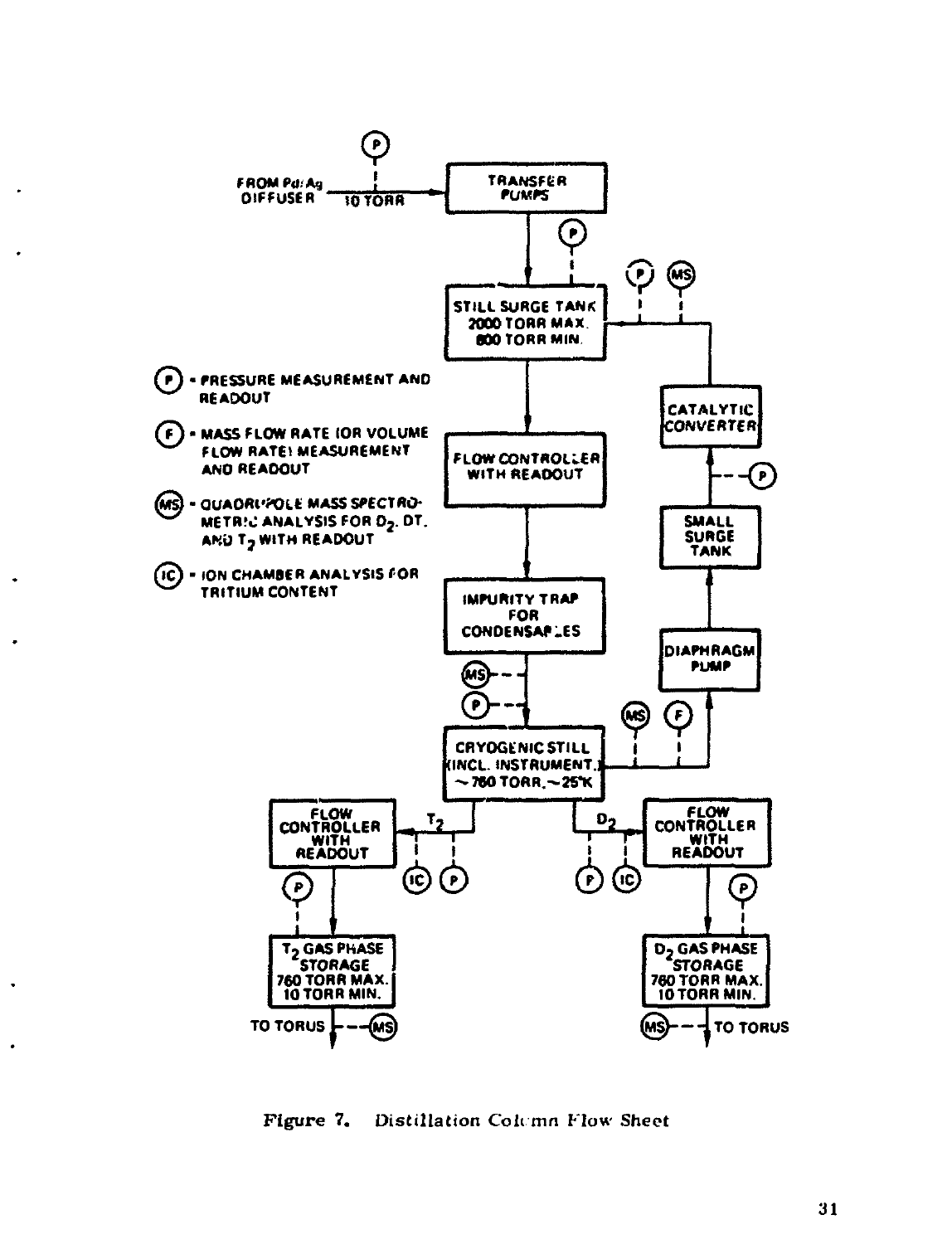FROM Pd/Ag DIFFUSER → 10 TORR → TRANSFER PUMPS

STILL SURGE TANK
2000 TORR MAX.
800 TORR MIN.

FLOW CONTROLLER WITH READOUT

IMPURITY TRAP FOR CONDENSABLES

CRYOGENIC STILL (INCL. INSTRUMENT.)
~760 TORR, ~25°K

DIAPHRAGM PUMP

SMALL SURGE TANK

CATALYTIC CONVERTER

$T_2$ → FLOW CONTROLLER WITH READOUT → $T_2$ GAS PHASE STORAGE
760 TORR MAX.
10 TORR MIN. → TO TORUS

$D_2$ → FLOW CONTROLLER WITH READOUT → $D_2$ GAS PHASE STORAGE
760 TORR MAX.
10 TORR MIN. → TO TORUS

(P) - PRESSURE MEASUREMENT AND READOUT

(F) - MASS FLOW RATE (OR VOLUME FLOW RATE) MEASUREMENT AND READOUT

(MS) - QUADRUPOLE MASS SPECTROMETRIC ANALYSIS FOR $D_2$, DT, AND $T_2$ WITH READOUT

(IC) - ION CHAMBER ANALYSIS FOR TRITIUM CONTENT

Figure 7. Distillation Column Flow Sheet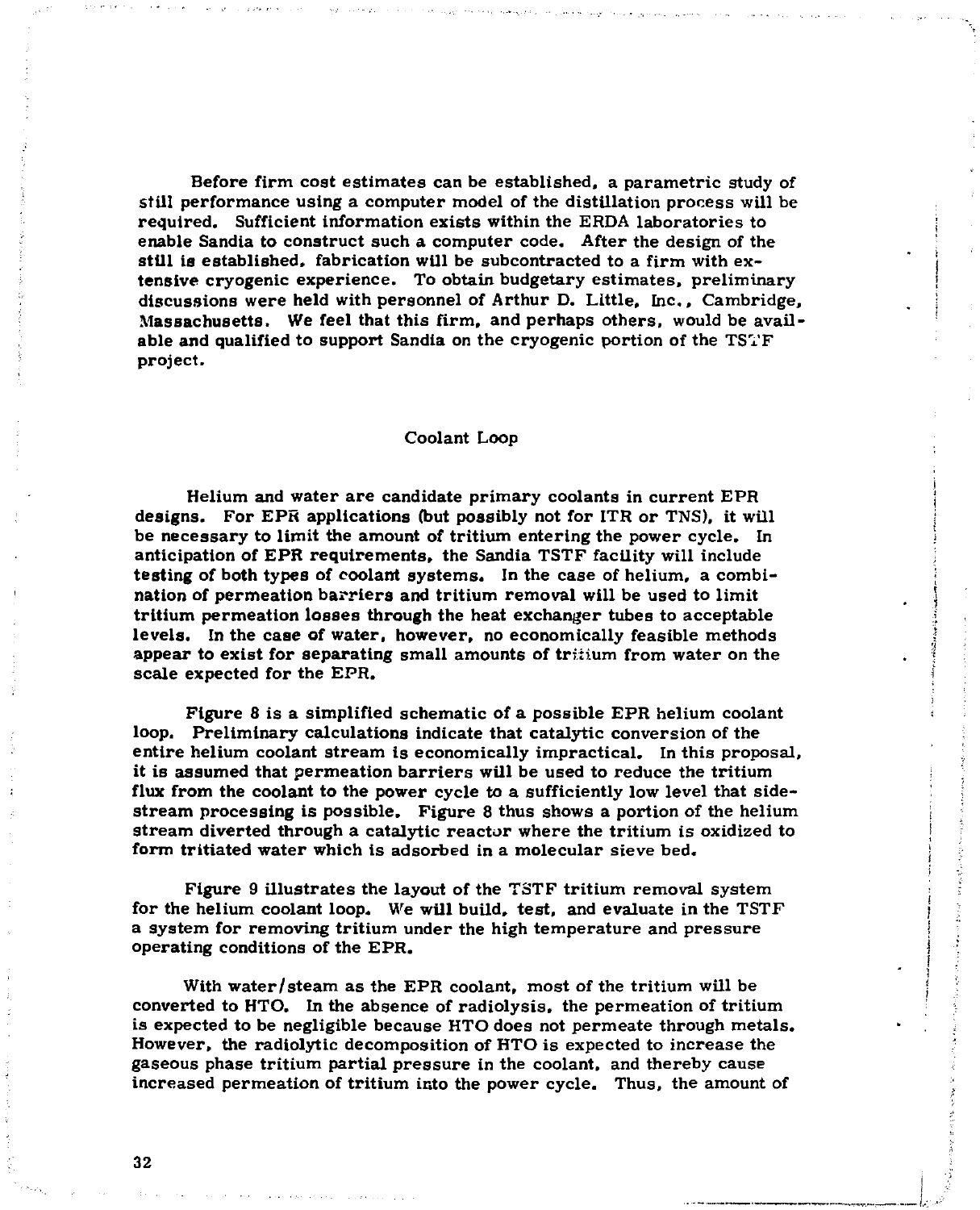Before firm cost estimates can be established, a parametric study of still performance using a computer model of the distillation process will be required. Sufficient information exists within the ERDA laboratories to enable Sandia to construct such a computer code. After the design of the still is established, fabrication will be subcontracted to a firm with extensive cryogenic experience. To obtain budgetary estimates, preliminary discussions were held with personnel of Arthur D. Little, Inc., Cambridge, Massachusetts. We feel that this firm, and perhaps others, would be available and qualified to support Sandia on the cryogenic portion of the TSTF project.

## Coolant Loop

Helium and water are candidate primary coolants in current EPR designs. For EPR applications (but possibly not for ITR or TNS), it will be necessary to limit the amount of tritium entering the power cycle. In anticipation of EPR requirements, the Sandia TSTF facility will include testing of both types of coolant systems. In the case of helium, a combination of permeation barriers and tritium removal will be used to limit tritium permeation losses through the heat exchanger tubes to acceptable levels. In the case of water, however, no economically feasible methods appear to exist for separating small amounts of tritium from water on the scale expected for the EPR.

Figure 8 is a simplified schematic of a possible EPR helium coolant loop. Preliminary calculations indicate that catalytic conversion of the entire helium coolant stream is economically impractical. In this proposal, it is assumed that permeation barriers will be used to reduce the tritium flux from the coolant to the power cycle to a sufficiently low level that side-stream processing is possible. Figure 8 thus shows a portion of the helium stream diverted through a catalytic reactor where the tritium is oxidized to form tritiated water which is adsorbed in a molecular sieve bed.

Figure 9 illustrates the layout of the TSTF tritium removal system for the helium coolant loop. We will build, test, and evaluate in the TSTF a system for removing tritium under the high temperature and pressure operating conditions of the EPR.

With water/steam as the EPR coolant, most of the tritium will be converted to HTO. In the absence of radiolysis, the permeation of tritium is expected to be negligible because HTO does not permeate through metals. However, the radiolytic decomposition of HTO is expected to increase the gaseous phase tritium partial pressure in the coolant, and thereby cause increased permeation of tritium into the power cycle. Thus, the amount of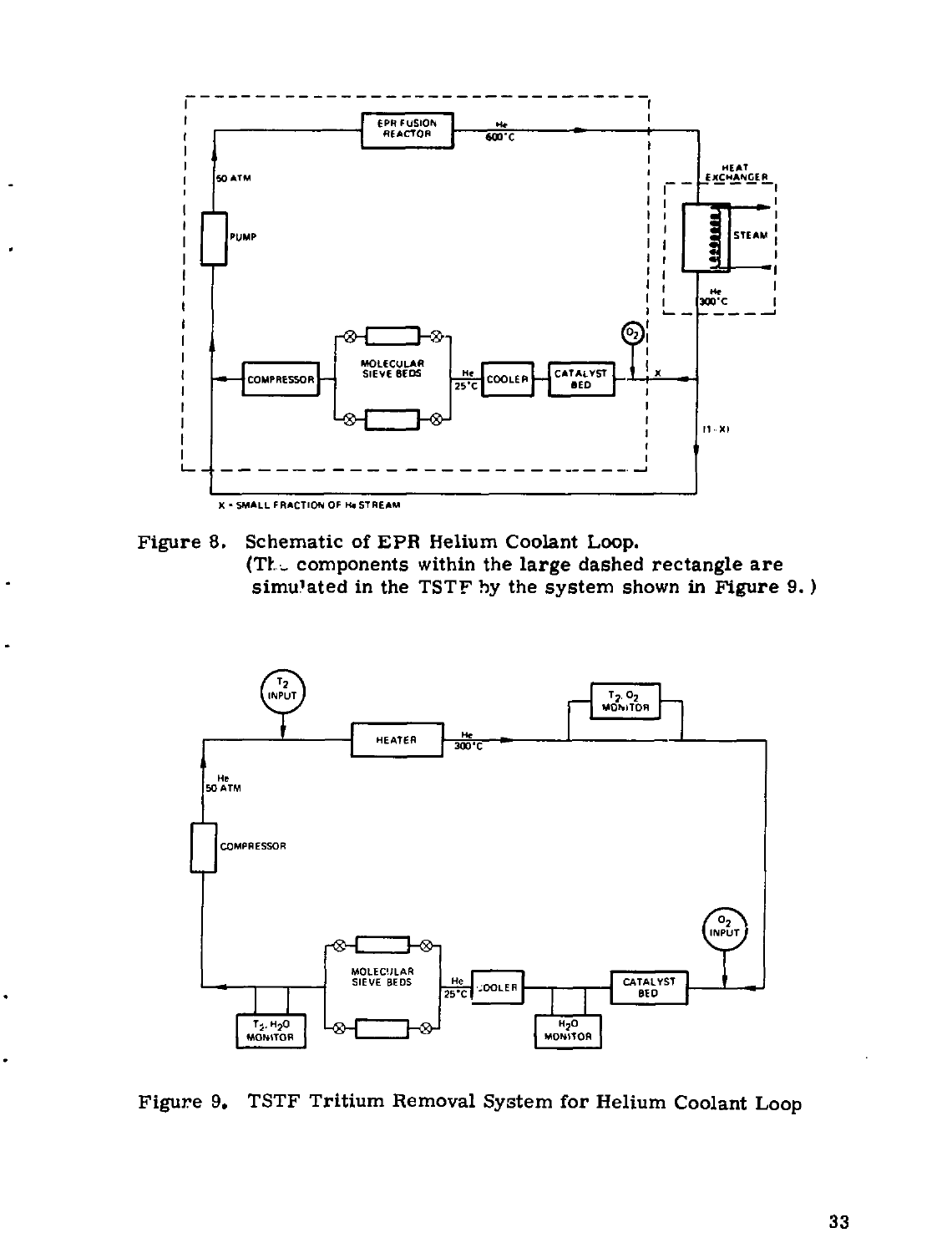Figure 8. Schematic of EPR Helium Coolant Loop. (The components within the large dashed rectangle are simulated in the TSTF by the system shown in Figure 9.)

Figure 9. TSTF Tritium Removal System for Helium Coolant Loop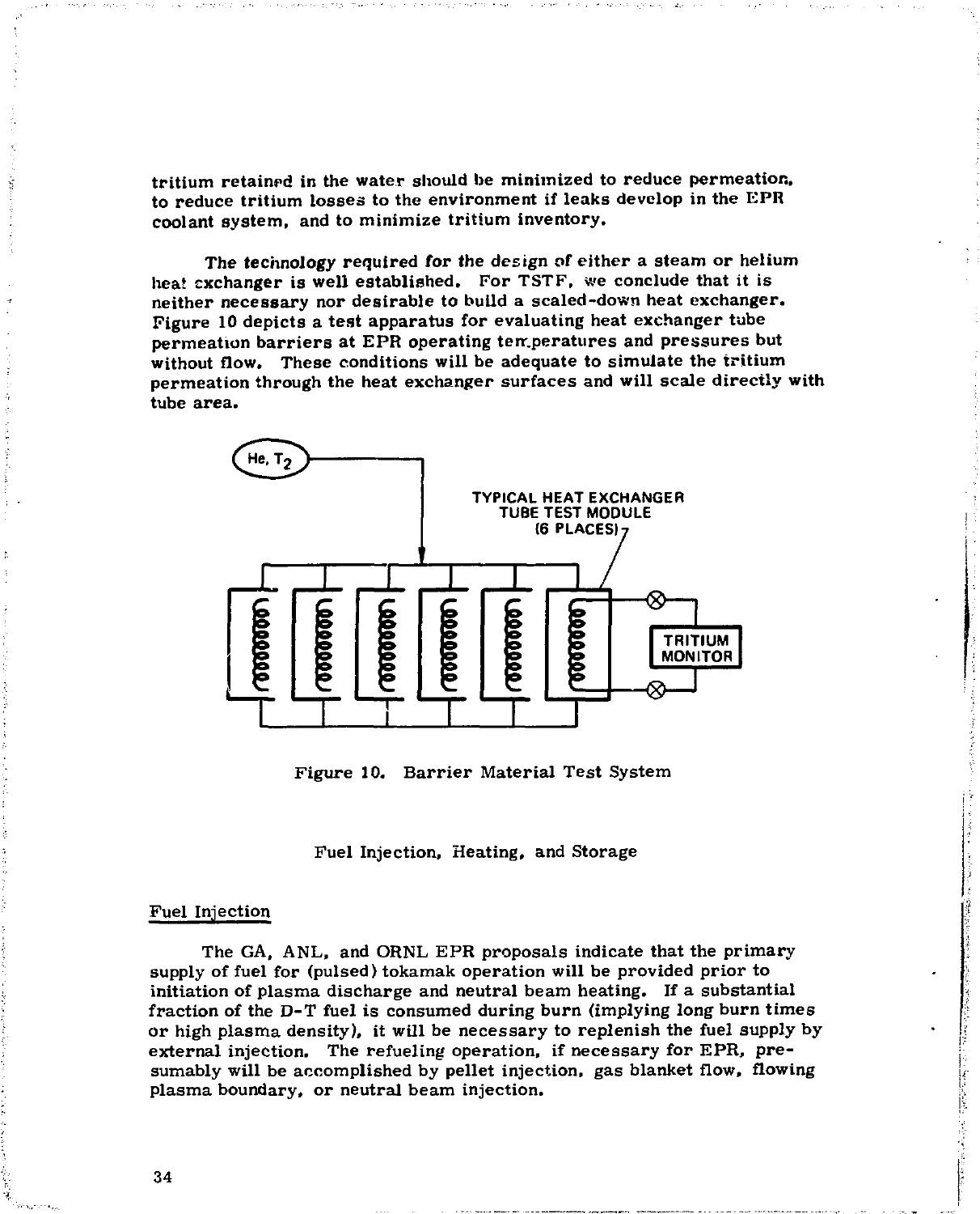tritium retained in the water should be minimized to reduce permeation, to reduce tritium losses to the environment if leaks develop in the EPR coolant system, and to minimize tritium inventory.

The technology required for the design of either a steam or helium heat exchanger is well established. For TSTF, we conclude that it is neither necessary nor desirable to build a scaled-down heat exchanger. Figure 10 depicts a test apparatus for evaluating heat exchanger tube permeation barriers at EPR operating temperatures and pressures but without flow. These conditions will be adequate to simulate the tritium permeation through the heat exchanger surfaces and will scale directly with tube area.

Figure 10. Barrier Material Test System

## Fuel Injection, Heating, and Storage

### Fuel Injection

The GA, ANL, and ORNL EPR proposals indicate that the primary supply of fuel for (pulsed) tokamak operation will be provided prior to initiation of plasma discharge and neutral beam heating. If a substantial fraction of the D-T fuel is consumed during burn (implying long burn times or high plasma density), it will be necessary to replenish the fuel supply by external injection. The refueling operation, if necessary for EPR, presumably will be accomplished by pellet injection, gas blanket flow, flowing plasma boundary, or neutral beam injection.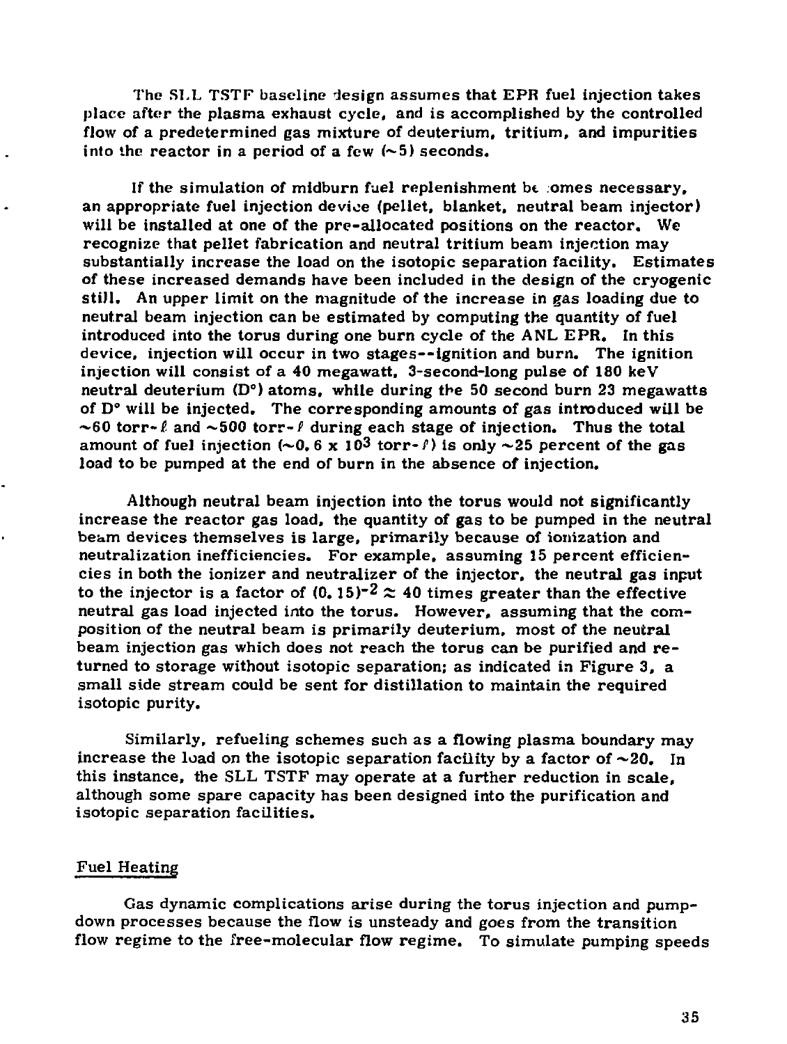The SLL TSTF baseline design assumes that EPR fuel injection takes place after the plasma exhaust cycle, and is accomplished by the controlled flow of a predetermined gas mixture of deuterium, tritium, and impurities into the reactor in a period of a few (~5) seconds.

If the simulation of midburn fuel replenishment becomes necessary, an appropriate fuel injection device (pellet, blanket, neutral beam injector) will be installed at one of the pre-allocated positions on the reactor. We recognize that pellet fabrication and neutral tritium beam injection may substantially increase the load on the isotopic separation facility. Estimates of these increased demands have been included in the design of the cryogenic still. An upper limit on the magnitude of the increase in gas loading due to neutral beam injection can be estimated by computing the quantity of fuel introduced into the torus during one burn cycle of the ANL EPR. In this device, injection will occur in two stages--ignition and burn. The ignition injection will consist of a 40 megawatt, 3-second-long pulse of 180 keV neutral deuterium ($D^{\circ}$) atoms, while during the 50 second burn 23 megawatts of $D^{\circ}$ will be injected. The corresponding amounts of gas introduced will be ~60 torr-$\ell$ and ~500 torr-$\ell$ during each stage of injection. Thus the total amount of fuel injection ($\sim 0.6 \times 10^3$ torr-$\ell$) is only ~25 percent of the gas load to be pumped at the end of burn in the absence of injection.

Although neutral beam injection into the torus would not significantly increase the reactor gas load, the quantity of gas to be pumped in the neutral beam devices themselves is large, primarily because of ionization and neutralization inefficiencies. For example, assuming 15 percent efficiencies in both the ionizer and neutralizer of the injector, the neutral gas input to the injector is a factor of $(0.15)^{-2} \approx 40$ times greater than the effective neutral gas load injected into the torus. However, assuming that the composition of the neutral beam is primarily deuterium, most of the neutral beam injection gas which does not reach the torus can be purified and returned to storage without isotopic separation; as indicated in Figure 3, a small side stream could be sent for distillation to maintain the required isotopic purity.

Similarly, refueling schemes such as a flowing plasma boundary may increase the load on the isotopic separation facility by a factor of ~20. In this instance, the SLL TSTF may operate at a further reduction in scale, although some spare capacity has been designed into the purification and isotopic separation facilities.

## Fuel Heating

Gas dynamic complications arise during the torus injection and pumpdown processes because the flow is unsteady and goes from the transition flow regime to the free-molecular flow regime. To simulate pumping speeds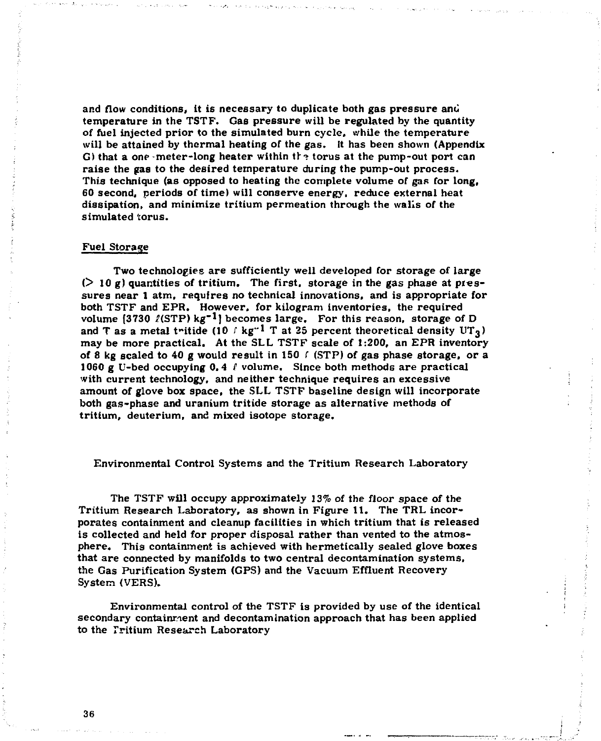and flow conditions, it is necessary to duplicate both gas pressure and temperature in the TSTF. Gas pressure will be regulated by the quantity of fuel injected prior to the simulated burn cycle, while the temperature will be attained by thermal heating of the gas. It has been shown (Appendix G) that a one-meter-long heater within the torus at the pump-out port can raise the gas to the desired temperature during the pump-out process. This technique (as opposed to heating the complete volume of gas for long, 60 second, periods of time) will conserve energy, reduce external heat dissipation, and minimize tritium permeation through the walls of the simulated torus.

## Fuel Storage

Two technologies are sufficiently well developed for storage of large (> 10 g) quantities of tritium. The first, storage in the gas phase at pressures near 1 atm, requires no technical innovations, and is appropriate for both TSTF and EPR. However, for kilogram inventories, the required volume [3730 $\ell$(STP) $kg^{-1}$] becomes large. For this reason, storage of D and T as a metal tritide (10 $\ell$ $kg^{-1}$ T at 25 percent theoretical density $UT_3$) may be more practical. At the SLL TSTF scale of 1:200, an EPR inventory of 8 kg scaled to 40 g would result in 150 $\ell$ (STP) of gas phase storage, or a 1060 g U-bed occupying 0.4 $\ell$ volume. Since both methods are practical with current technology, and neither technique requires an excessive amount of glove box space, the SLL TSTF baseline design will incorporate both gas-phase and uranium tritide storage as alternative methods of tritium, deuterium, and mixed isotope storage.

## Environmental Control Systems and the Tritium Research Laboratory

The TSTF will occupy approximately 13% of the floor space of the Tritium Research Laboratory, as shown in Figure 11. The TRL incorporates containment and cleanup facilities in which tritium that is released is collected and held for proper disposal rather than vented to the atmosphere. This containment is achieved with hermetically sealed glove boxes that are connected by manifolds to two central decontamination systems, the Gas Purification System (GPS) and the Vacuum Effluent Recovery System (VERS).

Environmental control of the TSTF is provided by use of the identical secondary containment and decontamination approach that has been applied to the Tritium Research Laboratory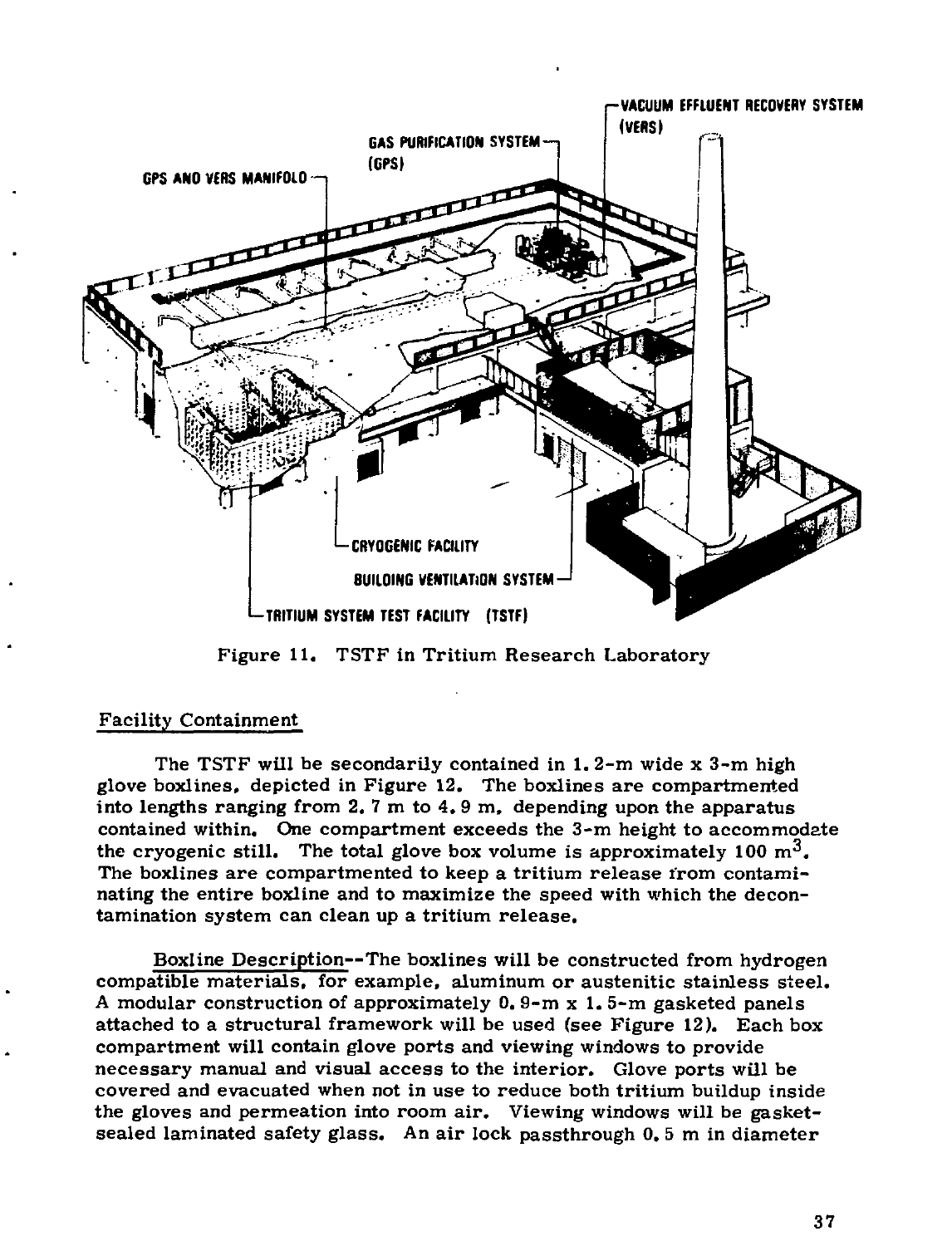Figure 11. TSTF in Tritium Research Laboratory

## Facility Containment

The TSTF will be secondarily contained in 1.2-m wide x 3-m high glove boxlines, depicted in Figure 12. The boxlines are compartmented into lengths ranging from 2.7 m to 4.9 m, depending upon the apparatus contained within. One compartment exceeds the 3-m height to accommodate the cryogenic still. The total glove box volume is approximately 100 $m^3$. The boxlines are compartmented to keep a tritium release from contaminating the entire boxline and to maximize the speed with which the decontamination system can clean up a tritium release.

Boxline Description--The boxlines will be constructed from hydrogen compatible materials, for example, aluminum or austenitic stainless steel. A modular construction of approximately 0.9-m x 1.5-m gasketed panels attached to a structural framework will be used (see Figure 12). Each box compartment will contain glove ports and viewing windows to provide necessary manual and visual access to the interior. Glove ports will be covered and evacuated when not in use to reduce both tritium buildup inside the gloves and permeation into room air. Viewing windows will be gasket-sealed laminated safety glass. An air lock passthrough 0.5 m in diameter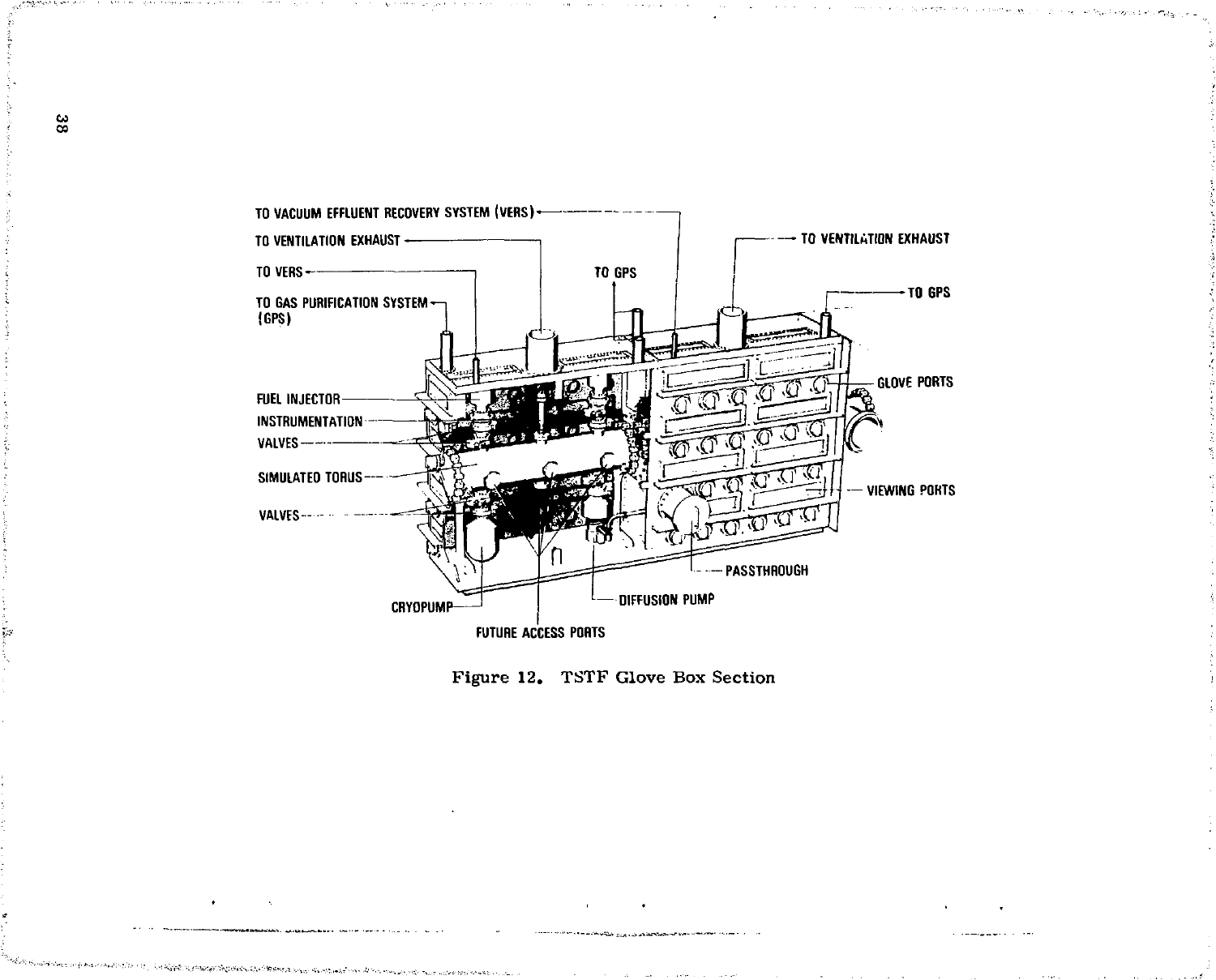TO VACUUM EFFLUENT RECOVERY SYSTEM (VERS)

TO VENTILATION EXHAUST

TO VERS

TO GAS PURIFICATION SYSTEM (GPS)

TO GPS

TO VENTILATION EXHAUST

TO GPS

FUEL INJECTOR

INSTRUMENTATION

VALVES

SIMULATED TORUS

VALVES

GLOVE PORTS

VIEWING PORTS

PASSTHROUGH

DIFFUSION PUMP

CRYOPUMP

FUTURE ACCESS PORTS

Figure 12. TSTF Glove Box Section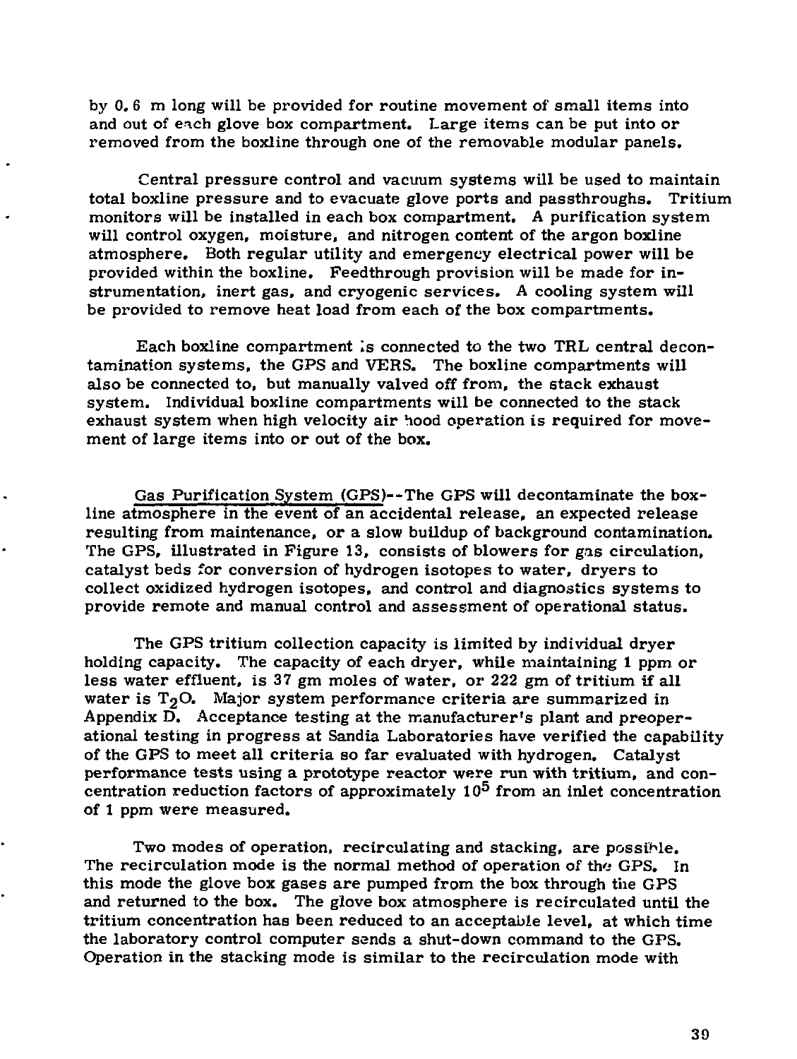by 0.6 m long will be provided for routine movement of small items into and out of each glove box compartment. Large items can be put into or removed from the boxline through one of the removable modular panels.

Central pressure control and vacuum systems will be used to maintain total boxline pressure and to evacuate glove ports and passthroughs. Tritium monitors will be installed in each box compartment. A purification system will control oxygen, moisture, and nitrogen content of the argon boxline atmosphere. Both regular utility and emergency electrical power will be provided within the boxline. Feedthrough provision will be made for instrumentation, inert gas, and cryogenic services. A cooling system will be provided to remove heat load from each of the box compartments.

Each boxline compartment is connected to the two TRL central decontamination systems, the GPS and VERS. The boxline compartments will also be connected to, but manually valved off from, the stack exhaust system. Individual boxline compartments will be connected to the stack exhaust system when high velocity air hood operation is required for movement of large items into or out of the box.

Gas Purification System (GPS)--The GPS will decontaminate the boxline atmosphere in the event of an accidental release, an expected release resulting from maintenance, or a slow buildup of background contamination. The GPS, illustrated in Figure 13, consists of blowers for gas circulation, catalyst beds for conversion of hydrogen isotopes to water, dryers to collect oxidized hydrogen isotopes, and control and diagnostics systems to provide remote and manual control and assessment of operational status.

The GPS tritium collection capacity is limited by individual dryer holding capacity. The capacity of each dryer, while maintaining 1 ppm or less water effluent, is 37 gm moles of water, or 222 gm of tritium if all water is $T_2O$. Major system performance criteria are summarized in Appendix D. Acceptance testing at the manufacturer's plant and preoperational testing in progress at Sandia Laboratories have verified the capability of the GPS to meet all criteria so far evaluated with hydrogen. Catalyst performance tests using a prototype reactor were run with tritium, and concentration reduction factors of approximately $10^5$ from an inlet concentration of 1 ppm were measured.

Two modes of operation, recirculating and stacking, are possible. The recirculation mode is the normal method of operation of the GPS. In this mode the glove box gases are pumped from the box through the GPS and returned to the box. The glove box atmosphere is recirculated until the tritium concentration has been reduced to an acceptable level, at which time the laboratory control computer sends a shut-down command to the GPS. Operation in the stacking mode is similar to the recirculation mode with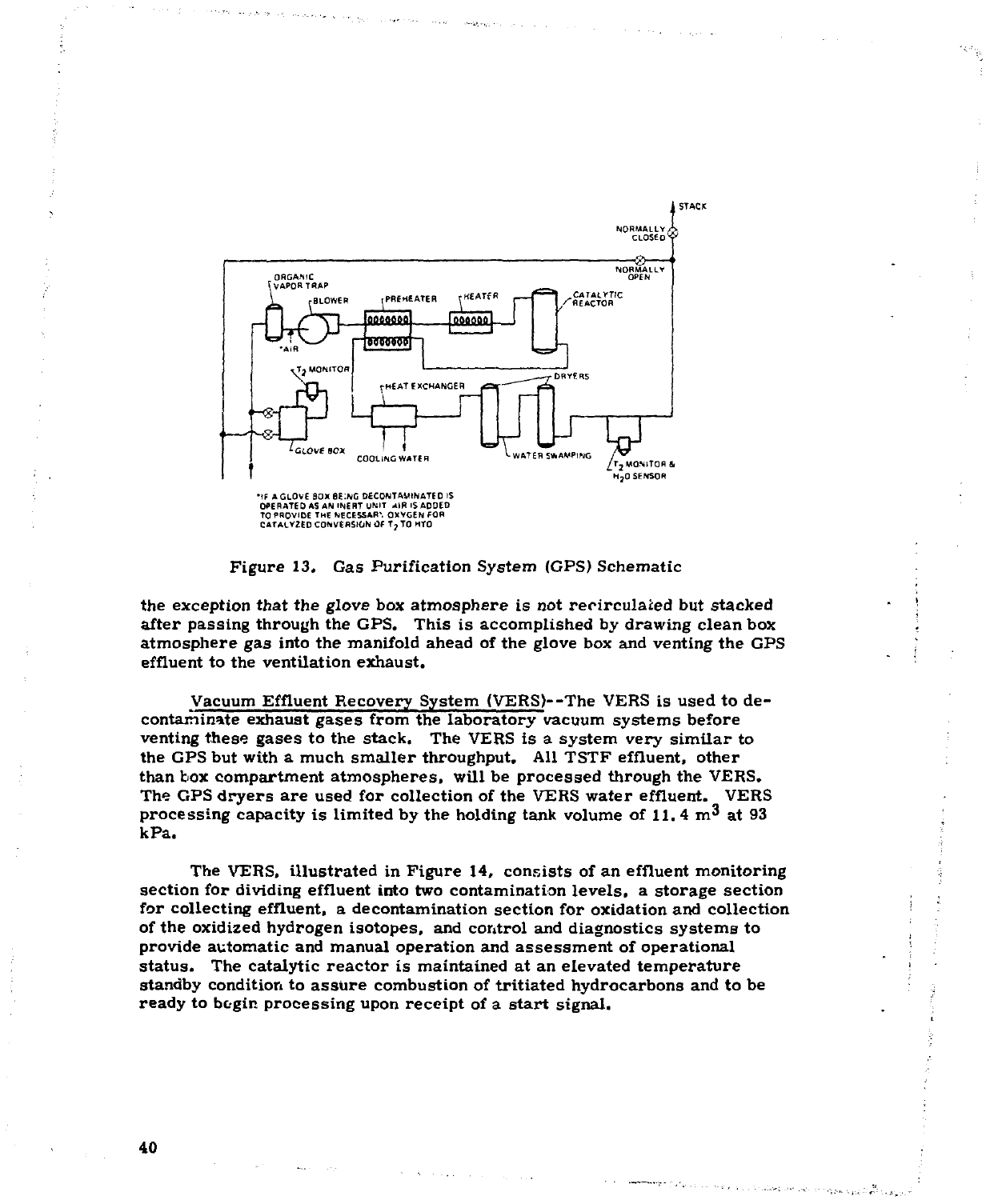Figure 13. Gas Purification System (GPS) Schematic

the exception that the glove box atmosphere is not recirculated but stacked after passing through the GPS. This is accomplished by drawing clean box atmosphere gas into the manifold ahead of the glove box and venting the GPS effluent to the ventilation exhaust.

Vacuum Effluent Recovery System (VERS)--The VERS is used to decontaminate exhaust gases from the laboratory vacuum systems before venting these gases to the stack. The VERS is a system very similar to the GPS but with a much smaller throughput. All TSTF effluent, other than box compartment atmospheres, will be processed through the VERS. The GPS dryers are used for collection of the VERS water effluent. VERS processing capacity is limited by the holding tank volume of 11.4 $m^3$ at 93 kPa.

The VERS, illustrated in Figure 14, consists of an effluent monitoring section for dividing effluent into two contamination levels, a storage section for collecting effluent, a decontamination section for oxidation and collection of the oxidized hydrogen isotopes, and control and diagnostics systems to provide automatic and manual operation and assessment of operational status. The catalytic reactor is maintained at an elevated temperature standby condition to assure combustion of tritiated hydrocarbons and to be ready to begin processing upon receipt of a start signal.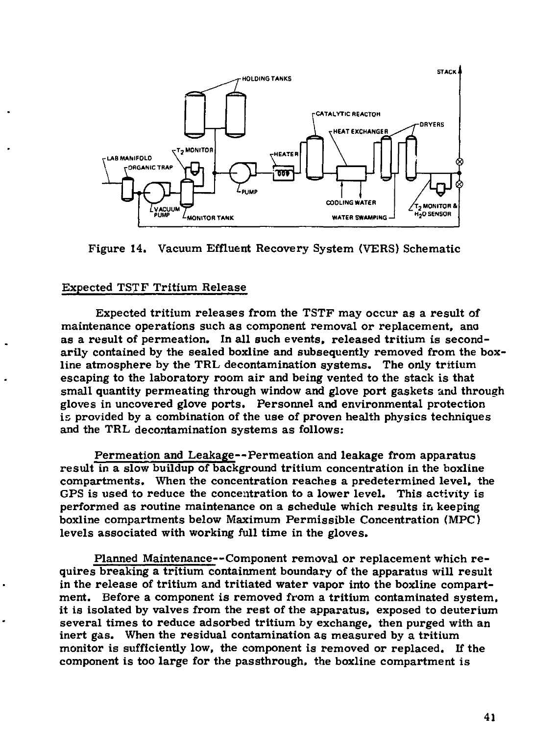Figure 14. Vacuum Effluent Recovery System (VERS) Schematic

## Expected TSTF Tritium Release

Expected tritium releases from the TSTF may occur as a result of maintenance operations such as component removal or replacement, and as a result of permeation. In all such events, released tritium is secondarily contained by the sealed boxline and subsequently removed from the boxline atmosphere by the TRL decontamination systems. The only tritium escaping to the laboratory room air and being vented to the stack is that small quantity permeating through window and glove port gaskets and through gloves in uncovered glove ports. Personnel and environmental protection is provided by a combination of the use of proven health physics techniques and the TRL decontamination systems as follows:

Permeation and Leakage--Permeation and leakage from apparatus result in a slow buildup of background tritium concentration in the boxline compartments. When the concentration reaches a predetermined level, the GPS is used to reduce the concentration to a lower level. This activity is performed as routine maintenance on a schedule which results in keeping boxline compartments below Maximum Permissible Concentration (MPC) levels associated with working full time in the gloves.

Planned Maintenance--Component removal or replacement which requires breaking a tritium containment boundary of the apparatus will result in the release of tritium and tritiated water vapor into the boxline compartment. Before a component is removed from a tritium contaminated system, it is isolated by valves from the rest of the apparatus, exposed to deuterium several times to reduce adsorbed tritium by exchange, then purged with an inert gas. When the residual contamination as measured by a tritium monitor is sufficiently low, the component is removed or replaced. If the component is too large for the passthrough, the boxline compartment is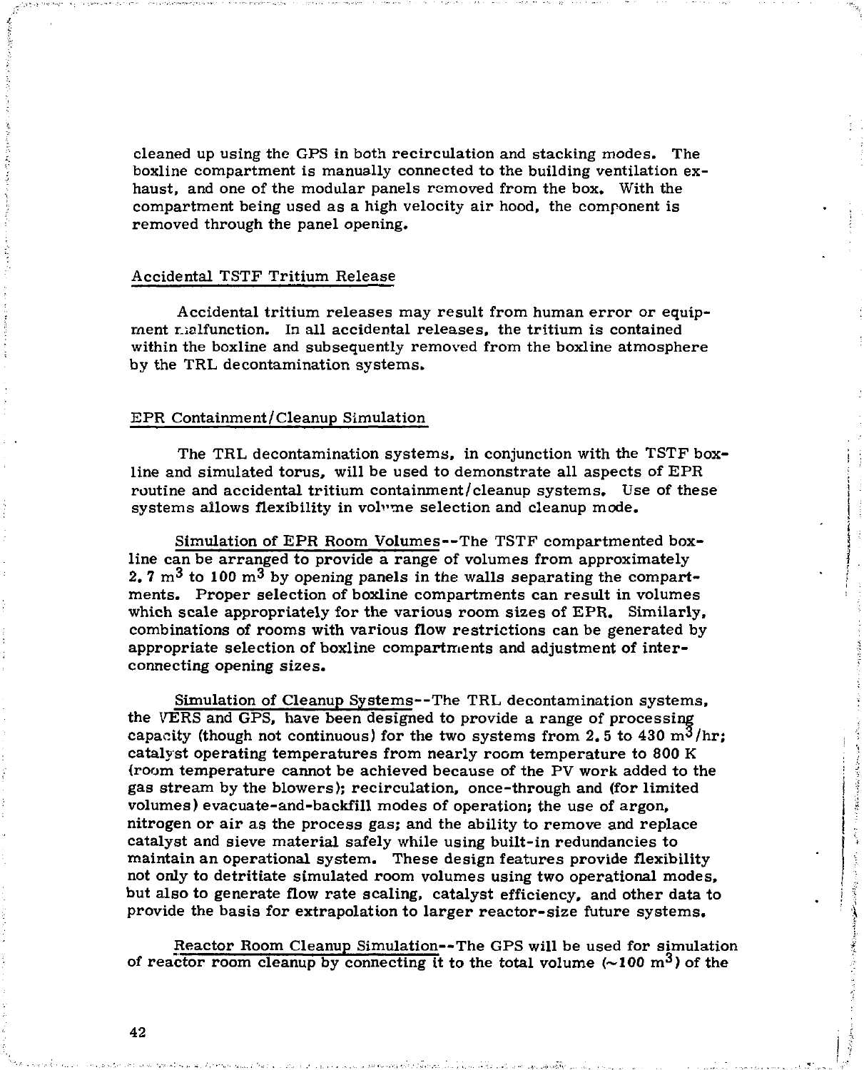cleaned up using the GPS in both recirculation and stacking modes. The boxline compartment is manually connected to the building ventilation exhaust, and one of the modular panels removed from the box. With the compartment being used as a high velocity air hood, the component is removed through the panel opening.

## Accidental TSTF Tritium Release

Accidental tritium releases may result from human error or equipment malfunction. In all accidental releases, the tritium is contained within the boxline and subsequently removed from the boxline atmosphere by the TRL decontamination systems.

## EPR Containment/Cleanup Simulation

The TRL decontamination systems, in conjunction with the TSTF boxline and simulated torus, will be used to demonstrate all aspects of EPR routine and accidental tritium containment/cleanup systems. Use of these systems allows flexibility in volume selection and cleanup mode.

Simulation of EPR Room Volumes--The TSTF compartmented boxline can be arranged to provide a range of volumes from approximately 2.7 $m^3$ to 100 $m^3$ by opening panels in the walls separating the compartments. Proper selection of boxline compartments can result in volumes which scale appropriately for the various room sizes of EPR. Similarly, combinations of rooms with various flow restrictions can be generated by appropriate selection of boxline compartments and adjustment of interconnecting opening sizes.

Simulation of Cleanup Systems--The TRL decontamination systems, the VERS and GPS, have been designed to provide a range of processing capacity (though not continuous) for the two systems from 2.5 to 430 $m^3$/hr; catalyst operating temperatures from nearly room temperature to 800 K (room temperature cannot be achieved because of the PV work added to the gas stream by the blowers); recirculation, once-through and (for limited volumes) evacuate-and-backfill modes of operation; the use of argon, nitrogen or air as the process gas; and the ability to remove and replace catalyst and sieve material safely while using built-in redundancies to maintain an operational system. These design features provide flexibility not only to detritiate simulated room volumes using two operational modes, but also to generate flow rate scaling, catalyst efficiency, and other data to provide the basis for extrapolation to larger reactor-size future systems.

Reactor Room Cleanup Simulation--The GPS will be used for simulation of reactor room cleanup by connecting it to the total volume (~100 $m^3$) of the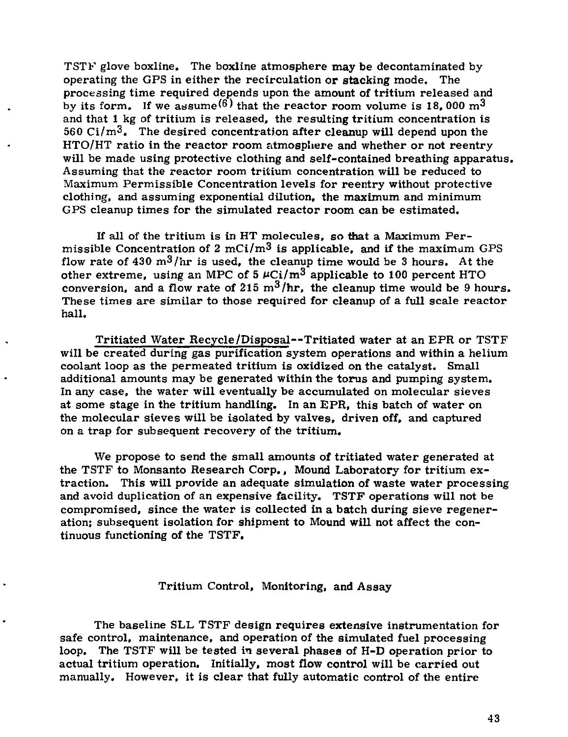TSTF glove boxline. The boxline atmosphere may be decontaminated by operating the GPS in either the recirculation or stacking mode. The processing time required depends upon the amount of tritium released and by its form. If we assume[6] that the reactor room volume is 18,000 $m^3$ and that 1 kg of tritium is released, the resulting tritium concentration is 560 $Ci/m^3$. The desired concentration after cleanup will depend upon the HTO/HT ratio in the reactor room atmosphere and whether or not reentry will be made using protective clothing and self-contained breathing apparatus. Assuming that the reactor room tritium concentration will be reduced to Maximum Permissible Concentration levels for reentry without protective clothing, and assuming exponential dilution, the maximum and minimum GPS cleanup times for the simulated reactor room can be estimated.

If all of the tritium is in HT molecules, so that a Maximum Permissible Concentration of 2 $mCi/m^3$ is applicable, and if the maximum GPS flow rate of 430 $m^3/hr$ is used, the cleanup time would be 3 hours. At the other extreme, using an MPC of 5 $\mu Ci/m^3$ applicable to 100 percent HTO conversion, and a flow rate of 215 $m^3/hr$, the cleanup time would be 9 hours. These times are similar to those required for cleanup of a full scale reactor hall.

Tritiated Water Recycle/Disposal--Tritiated water at an EPR or TSTF will be created during gas purification system operations and within a helium coolant loop as the permeated tritium is oxidized on the catalyst. Small additional amounts may be generated within the torus and pumping system. In any case, the water will eventually be accumulated on molecular sieves at some stage in the tritium handling. In an EPR, this batch of water on the molecular sieves will be isolated by valves, driven off, and captured on a trap for subsequent recovery of the tritium.

We propose to send the small amounts of tritiated water generated at the TSTF to Monsanto Research Corp., Mound Laboratory for tritium extraction. This will provide an adequate simulation of waste water processing and avoid duplication of an expensive facility. TSTF operations will not be compromised, since the water is collected in a batch during sieve regeneration; subsequent isolation for shipment to Mound will not affect the continuous functioning of the TSTF.

## Tritium Control, Monitoring, and Assay

The baseline SLL TSTF design requires extensive instrumentation for safe control, maintenance, and operation of the simulated fuel processing loop. The TSTF will be tested in several phases of H-D operation prior to actual tritium operation. Initially, most flow control will be carried out manually. However, it is clear that fully automatic control of the entire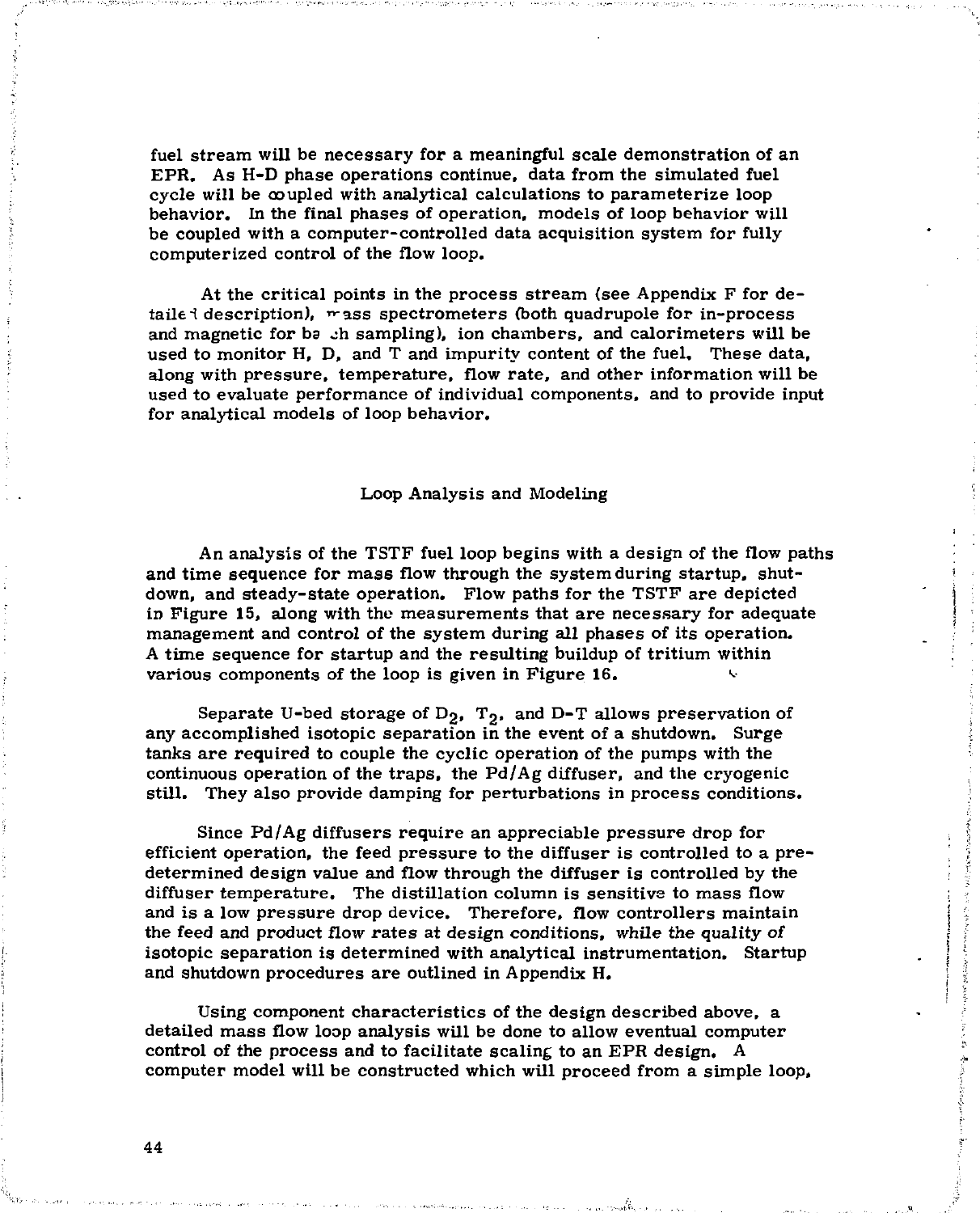fuel stream will be necessary for a meaningful scale demonstration of an EPR. As H-D phase operations continue, data from the simulated fuel cycle will be coupled with analytical calculations to parameterize loop behavior. In the final phases of operation, models of loop behavior will be coupled with a computer-controlled data acquisition system for fully computerized control of the flow loop.

At the critical points in the process stream (see Appendix F for detailed description), mass spectrometers (both quadrupole for in-process and magnetic for batch sampling), ion chambers, and calorimeters will be used to monitor H, D, and T and impurity content of the fuel. These data, along with pressure, temperature, flow rate, and other information will be used to evaluate performance of individual components, and to provide input for analytical models of loop behavior.

## Loop Analysis and Modeling

An analysis of the TSTF fuel loop begins with a design of the flow paths and time sequence for mass flow through the system during startup, shutdown, and steady-state operation. Flow paths for the TSTF are depicted in Figure 15, along with the measurements that are necessary for adequate management and control of the system during all phases of its operation. A time sequence for startup and the resulting buildup of tritium within various components of the loop is given in Figure 16.

Separate U-bed storage of $D_2$, $T_2$, and D-T allows preservation of any accomplished isotopic separation in the event of a shutdown. Surge tanks are required to couple the cyclic operation of the pumps with the continuous operation of the traps, the Pd/Ag diffuser, and the cryogenic still. They also provide damping for perturbations in process conditions.

Since Pd/Ag diffusers require an appreciable pressure drop for efficient operation, the feed pressure to the diffuser is controlled to a predetermined design value and flow through the diffuser is controlled by the diffuser temperature. The distillation column is sensitive to mass flow and is a low pressure drop device. Therefore, flow controllers maintain the feed and product flow rates at design conditions, while the quality of isotopic separation is determined with analytical instrumentation. Startup and shutdown procedures are outlined in Appendix H.

Using component characteristics of the design described above, a detailed mass flow loop analysis will be done to allow eventual computer control of the process and to facilitate scaling to an EPR design. A computer model will be constructed which will proceed from a simple loop,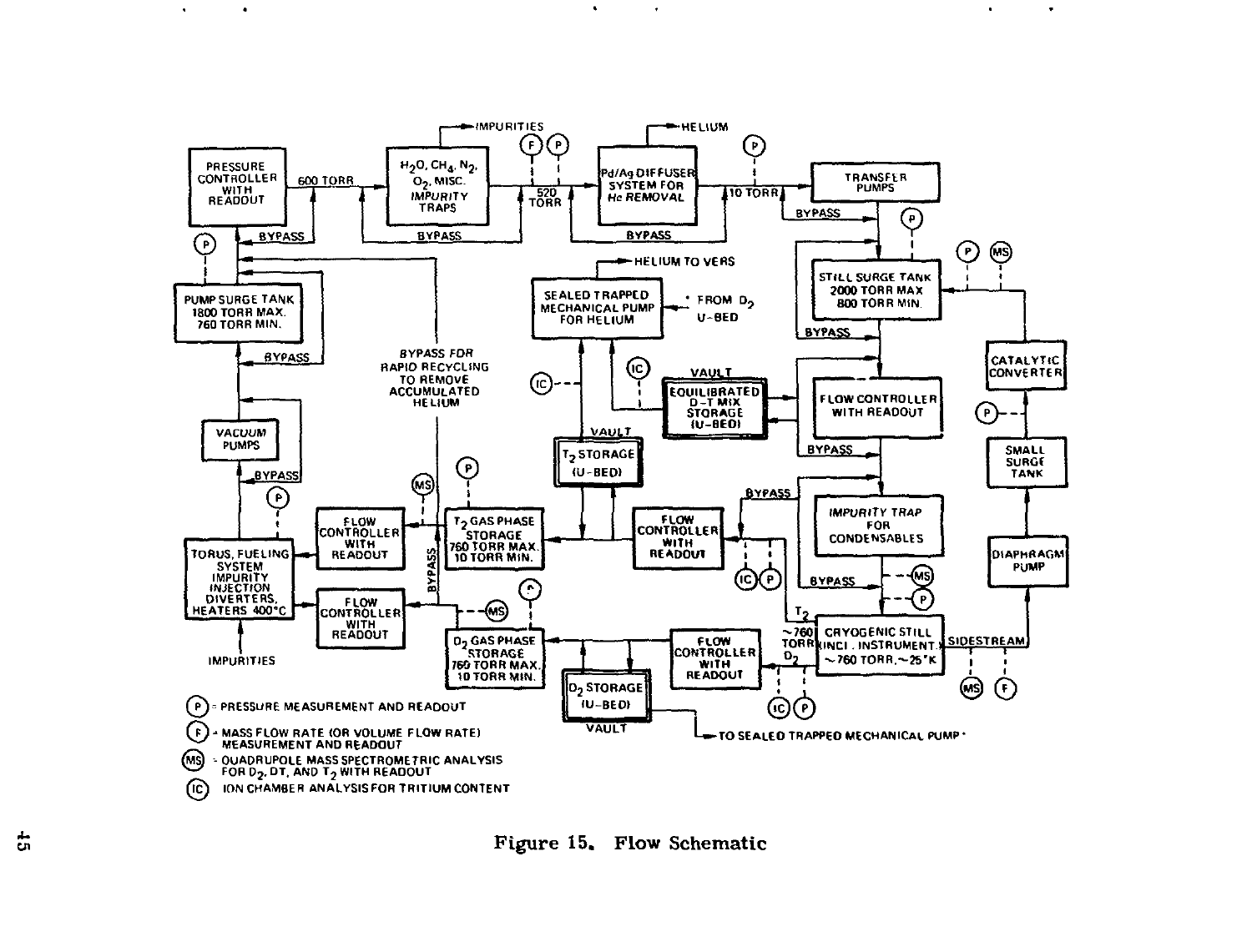(P) = PRESSURE MEASUREMENT AND READOUT

(F) = MASS FLOW RATE (OR VOLUME FLOW RATE) MEASUREMENT AND READOUT

(MS) = QUADRUPOLE MASS SPECTROMETRIC ANALYSIS FOR $D_2$, DT, AND $T_2$ WITH READOUT

(IC) ION CHAMBER ANALYSIS FOR TRITIUM CONTENT

Figure 15. Flow Schematic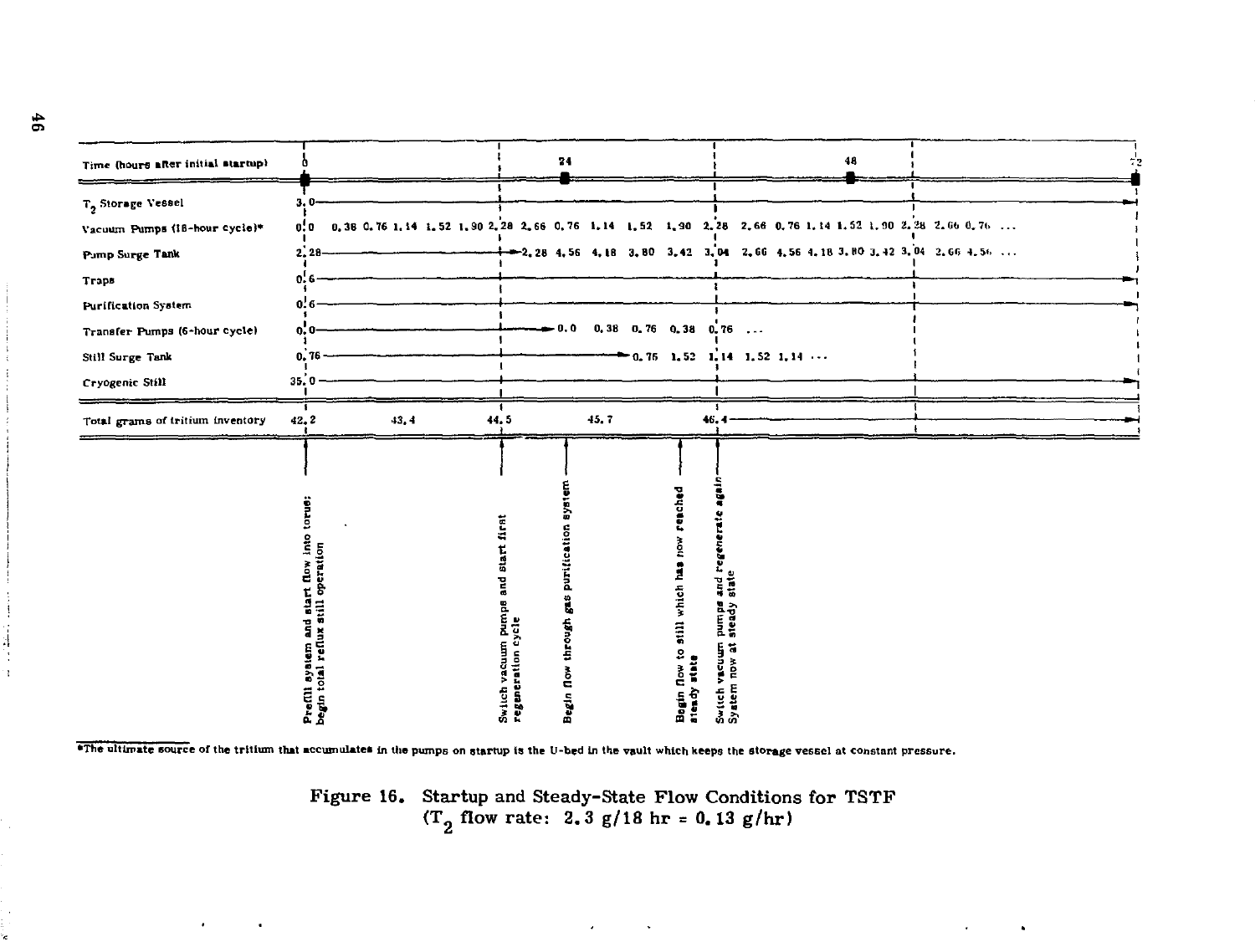| Time (hours after initial startup) | 0 | | 24 | | 48 | | 72 |
|---|---|---|---|---|---|---|---|
| $T_2$ Storage Vessel | 3.0 | | | | | | |
| Vacuum Pumps (18-hour cycle)* | 0.0 | 0.38 0.76 1.14 1.52 1.90 | 2.28 2.66 0.76 1.14 1.52 1.90 | 2.28 2.66 0.76 1.14 1.52 1.90 | | 2.28 2.66 0.76 ... | |
| Pump Surge Tank | 2.28 | | 2.28 4.56 4.18 3.80 3.42 | 3.04 2.66 4.56 4.18 3.80 3.42 | | 3.04 2.66 4.56 ... | |
| Traps | 0.6 | | | | | | |
| Purification System | 0.6 | | | | | | |
| Transfer Pumps (6-hour cycle) | 0.0 | | 0.0 0.38 0.76 0.38 | 0.76 ... | | | |
| Still Surge Tank | 0.76 | | 0.76 1.52 | 1.14 1.52 1.14 ... | | | |
| Cryogenic Still | 35.0 | | | | | | |
| Total grams of tritium inventory | 42.2 | 43.4 | 44.5 45.7 | 46.4 | | | |

Events:
- Prefill system and start flow into torus; begin total reflux still operation (0 hr)
- Switch vacuum pumps and start first regeneration cycle (18 hr)
- Begin flow through gas purification system
- Begin flow to still which has now reached steady state
- Switch vacuum pumps and regenerate again—System now at steady state (36 hr)

*The ultimate source of the tritium that accumulates in the pumps on startup is the U-bed in the vault which keeps the storage vessel at constant pressure.

Figure 16. Startup and Steady-State Flow Conditions for TSTF ($T_2$ flow rate: 2.3 g/18 hr = 0.13 g/hr)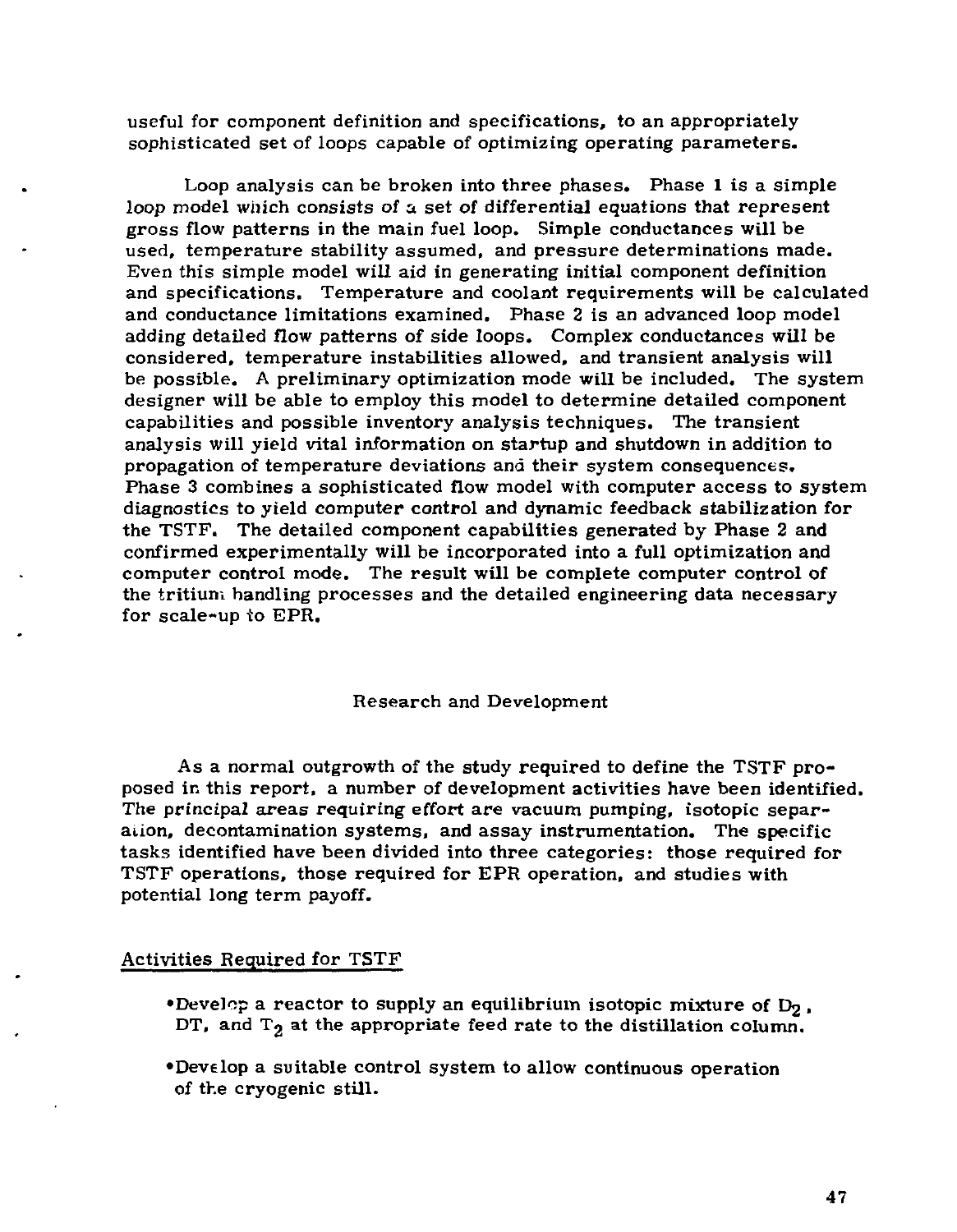useful for component definition and specifications, to an appropriately sophisticated set of loops capable of optimizing operating parameters.

Loop analysis can be broken into three phases. Phase 1 is a simple loop model which consists of a set of differential equations that represent gross flow patterns in the main fuel loop. Simple conductances will be used, temperature stability assumed, and pressure determinations made. Even this simple model will aid in generating initial component definition and specifications. Temperature and coolant requirements will be calculated and conductance limitations examined. Phase 2 is an advanced loop model adding detailed flow patterns of side loops. Complex conductances will be considered, temperature instabilities allowed, and transient analysis will be possible. A preliminary optimization mode will be included. The system designer will be able to employ this model to determine detailed component capabilities and possible inventory analysis techniques. The transient analysis will yield vital information on startup and shutdown in addition to propagation of temperature deviations and their system consequences. Phase 3 combines a sophisticated flow model with computer access to system diagnostics to yield computer control and dynamic feedback stabilization for the TSTF. The detailed component capabilities generated by Phase 2 and confirmed experimentally will be incorporated into a full optimization and computer control mode. The result will be complete computer control of the tritium handling processes and the detailed engineering data necessary for scale-up to EPR.

## Research and Development

As a normal outgrowth of the study required to define the TSTF proposed in this report, a number of development activities have been identified. The principal areas requiring effort are vacuum pumping, isotopic separation, decontamination systems, and assay instrumentation. The specific tasks identified have been divided into three categories: those required for TSTF operations, those required for EPR operation, and studies with potential long term payoff.

### Activities Required for TSTF

- Develop a reactor to supply an equilibrium isotopic mixture of $D_2$, DT, and $T_2$ at the appropriate feed rate to the distillation column.

- Develop a suitable control system to allow continuous operation of the cryogenic still.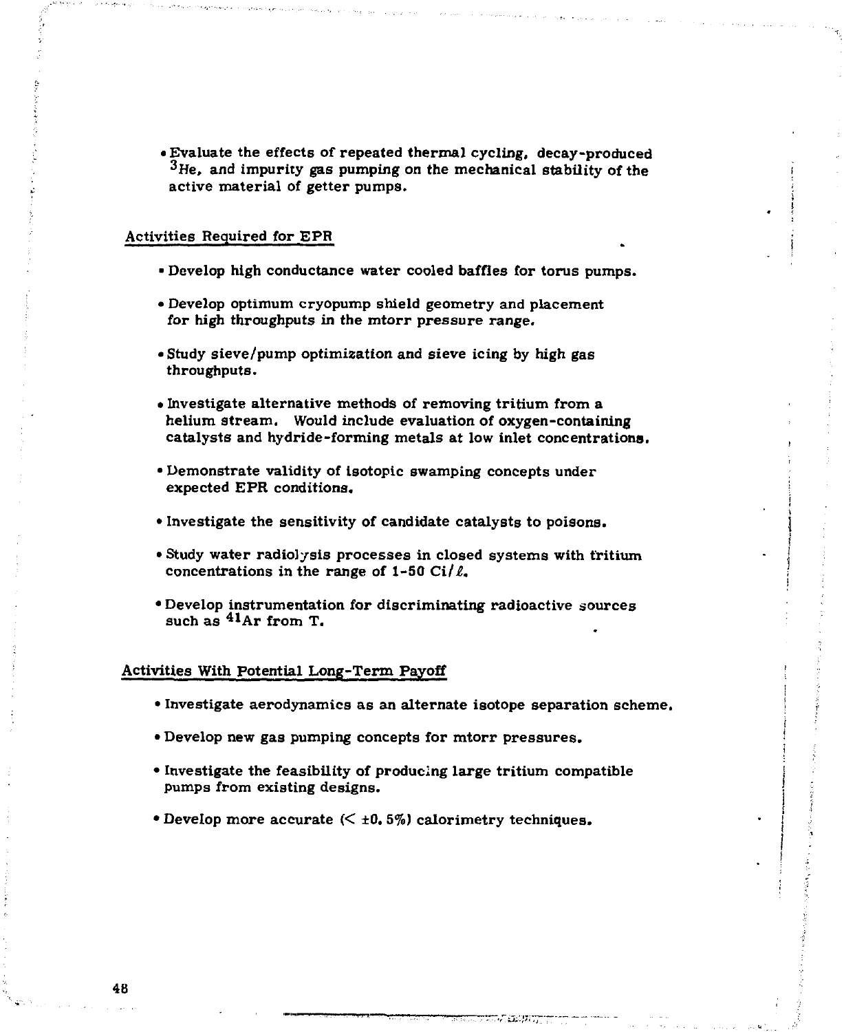- Evaluate the effects of repeated thermal cycling, decay-produced $^{3}He$, and impurity gas pumping on the mechanical stability of the active material of getter pumps.

## Activities Required for EPR

- Develop high conductance water cooled baffles for torus pumps.
- Develop optimum cryopump shield geometry and placement for high throughputs in the mtorr pressure range.
- Study sieve/pump optimization and sieve icing by high gas throughputs.
- Investigate alternative methods of removing tritium from a helium stream. Would include evaluation of oxygen-containing catalysts and hydride-forming metals at low inlet concentrations.
- Demonstrate validity of isotopic swamping concepts under expected EPR conditions.
- Investigate the sensitivity of candidate catalysts to poisons.
- Study water radiolysis processes in closed systems with tritium concentrations in the range of 1-50 Ci/ℓ.
- Develop instrumentation for discriminating radioactive sources such as $^{41}Ar$ from T.

## Activities With Potential Long-Term Payoff

- Investigate aerodynamics as an alternate isotope separation scheme.
- Develop new gas pumping concepts for mtorr pressures.
- Investigate the feasibility of producing large tritium compatible pumps from existing designs.
- Develop more accurate ($< \pm 0.5\%$) calorimetry techniques.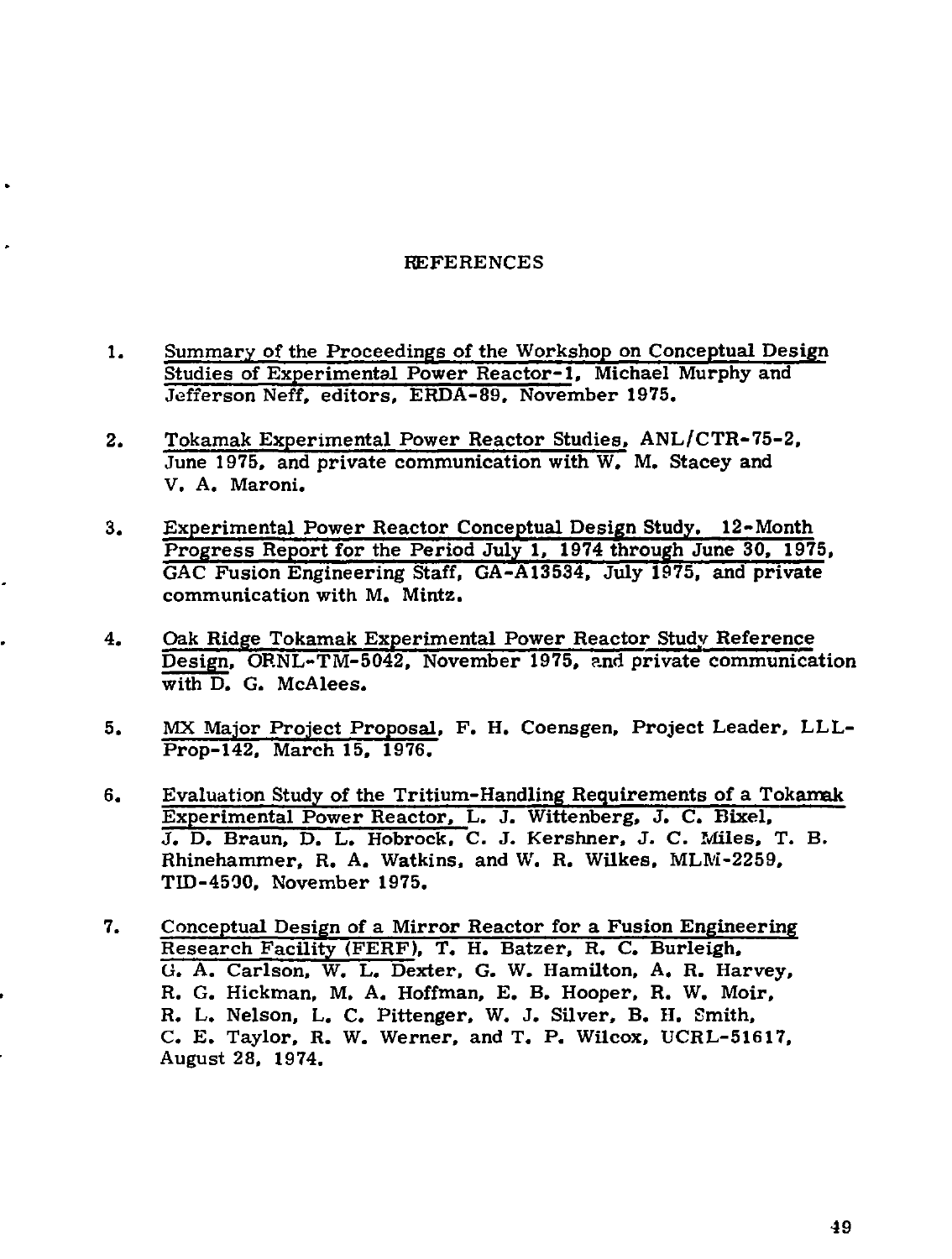# REFERENCES

1. Summary of the Proceedings of the Workshop on Conceptual Design Studies of Experimental Power Reactor-1, Michael Murphy and Jefferson Neff, editors, ERDA-89, November 1975.

2. Tokamak Experimental Power Reactor Studies, ANL/CTR-75-2, June 1975, and private communication with W. M. Stacey and V. A. Maroni.

3. Experimental Power Reactor Conceptual Design Study. 12-Month Progress Report for the Period July 1, 1974 through June 30, 1975, GAC Fusion Engineering Staff, GA-A13534, July 1975, and private communication with M. Mintz.

4. Oak Ridge Tokamak Experimental Power Reactor Study Reference Design, ORNL-TM-5042, November 1975, and private communication with D. G. McAlees.

5. MX Major Project Proposal, F. H. Coensgen, Project Leader, LLL-Prop-142, March 15, 1976.

6. Evaluation Study of the Tritium-Handling Requirements of a Tokamak Experimental Power Reactor, L. J. Wittenberg, J. C. Bixel, J. D. Braun, D. L. Hobrock, C. J. Kershner, J. C. Miles, T. B. Rhinehammer, R. A. Watkins, and W. R. Wilkes, MLM-2259, TID-4500, November 1975.

7. Conceptual Design of a Mirror Reactor for a Fusion Engineering Research Facility (FERF), T. H. Batzer, R. C. Burleigh, G. A. Carlson, W. L. Dexter, G. W. Hamilton, A. R. Harvey, R. G. Hickman, M. A. Hoffman, E. B. Hooper, R. W. Moir, R. L. Nelson, L. C. Pittenger, W. J. Silver, B. H. Smith, C. E. Taylor, R. W. Werner, and T. P. Wilcox, UCRL-51617, August 28, 1974.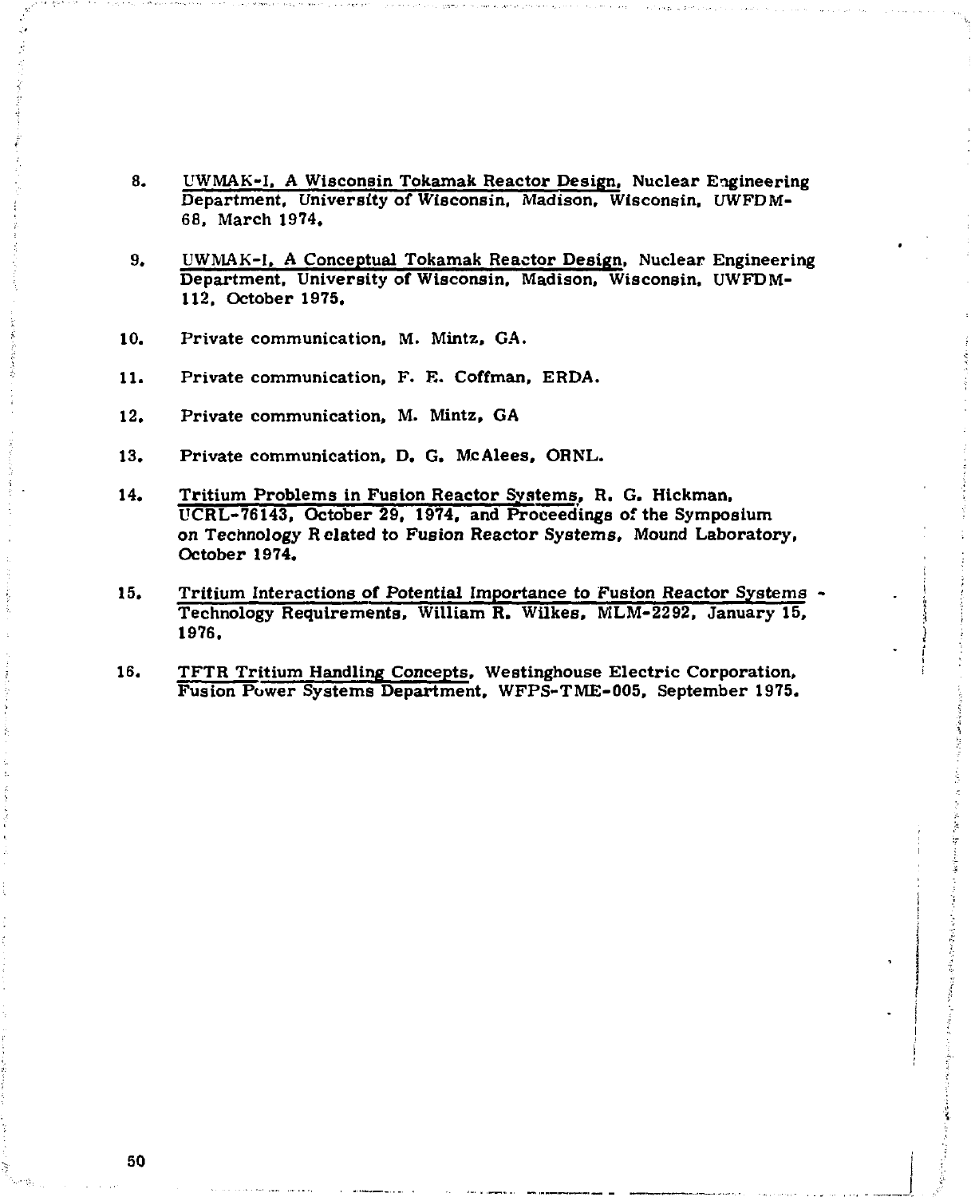8. UWMAK-I, A Wisconsin Tokamak Reactor Design, Nuclear Engineering Department, University of Wisconsin, Madison, Wisconsin, UWFDM-68, March 1974.

9. UWMAK-I, A Conceptual Tokamak Reactor Design, Nuclear Engineering Department, University of Wisconsin, Madison, Wisconsin, UWFDM-112, October 1975.

10. Private communication, M. Mintz, GA.

11. Private communication, F. E. Coffman, ERDA.

12. Private communication, M. Mintz, GA

13. Private communication, D. G. McAlees, ORNL.

14. Tritium Problems in Fusion Reactor Systems, R. G. Hickman, UCRL-76143, October 29, 1974, and Proceedings of the Symposium on Technology Related to Fusion Reactor Systems, Mound Laboratory, October 1974.

15. Tritium Interactions of Potential Importance to Fusion Reactor Systems - Technology Requirements, William R. Wilkes, MLM-2292, January 15, 1976.

16. TFTR Tritium Handling Concepts, Westinghouse Electric Corporation, Fusion Power Systems Department, WFPS-TME-005, September 1975.